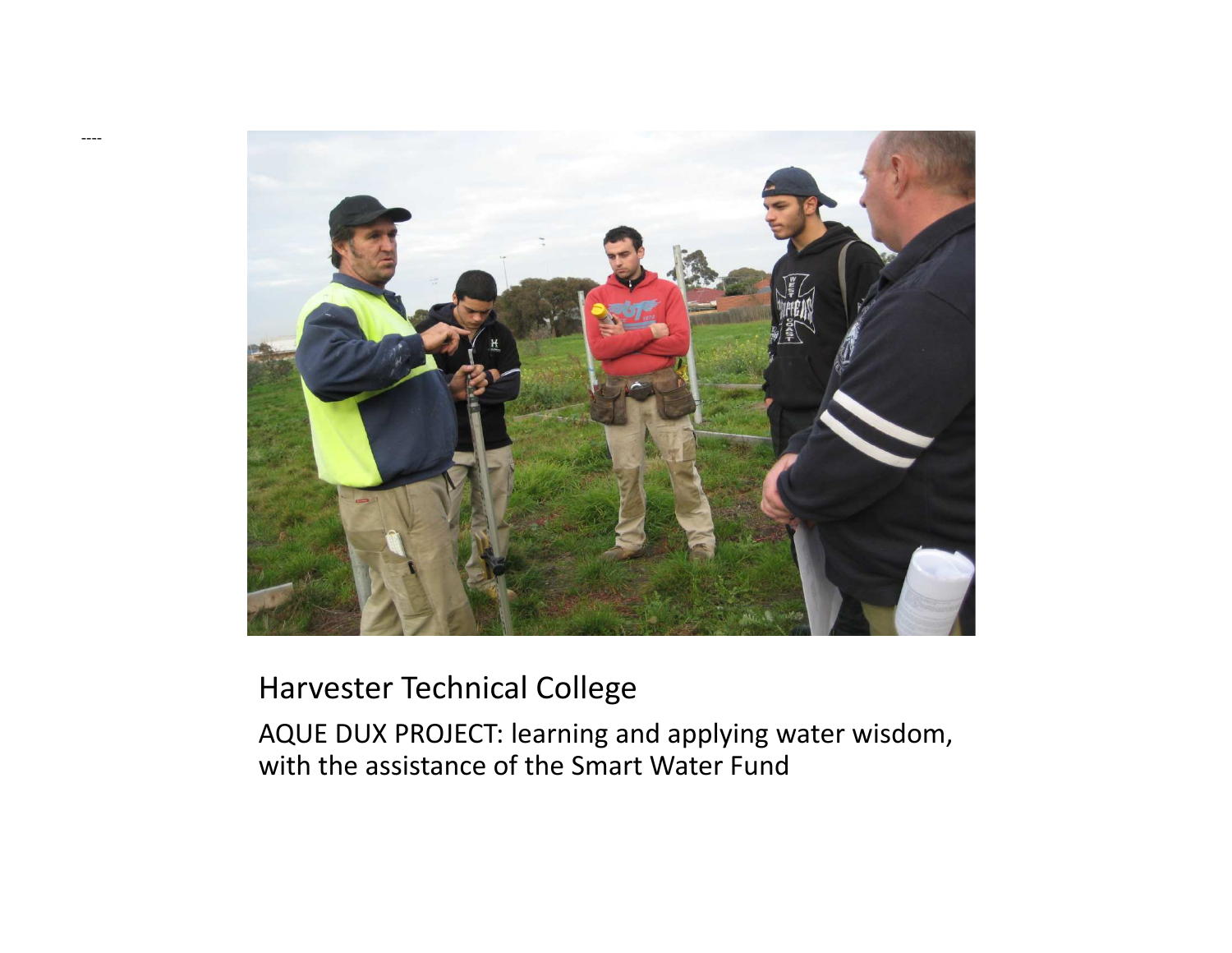----

Harvester Technical College

AQUE DUX PROJECT: learning and applying water wisdom, with the assistance of the Smart Water Fund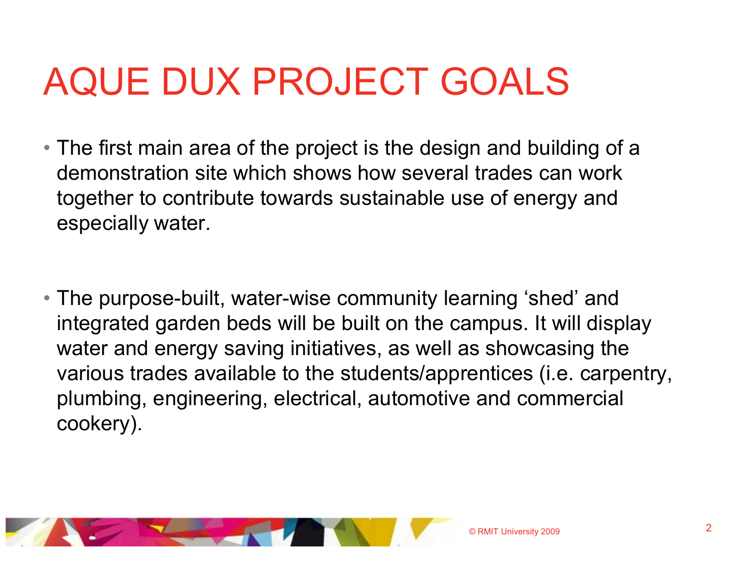# AQUE DUX PROJECT GOALS

- The first main area of the project is the design and building of a demonstration site which shows how several trades can work together to contribute towards sustainable use of energy and especially water.

- The purpose-built, water-wise community learning 'shed' and integrated garden beds will be built on the campus. It will display water and energy saving initiatives, as well as showcasing the various trades available to the students/apprentices (i.e. carpentry, plumbing, engineering, electrical, automotive and commercial cookery).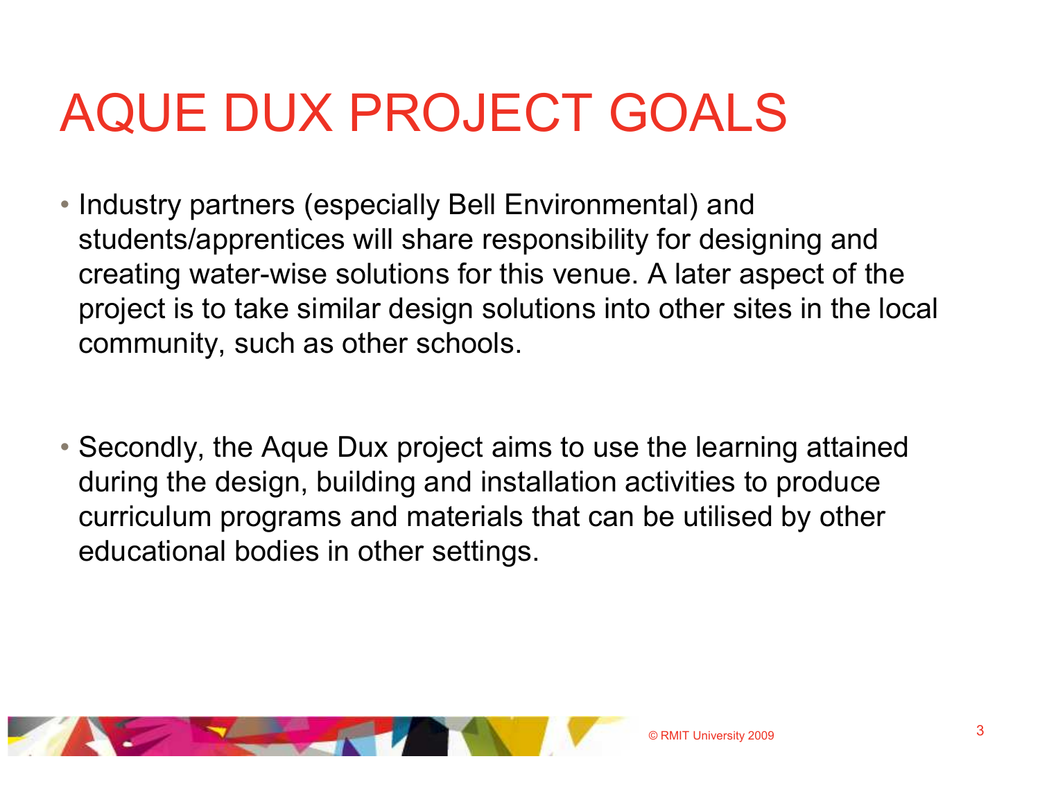# AQUE DUX PROJECT GOALS

- Industry partners (especially Bell Environmental) and students/apprentices will share responsibility for designing and creating water-wise solutions for this venue. A later aspect of the project is to take similar design solutions into other sites in the local community, such as other schools.

- Secondly, the Aque Dux project aims to use the learning attained during the design, building and installation activities to produce curriculum programs and materials that can be utilised by other educational bodies in other settings.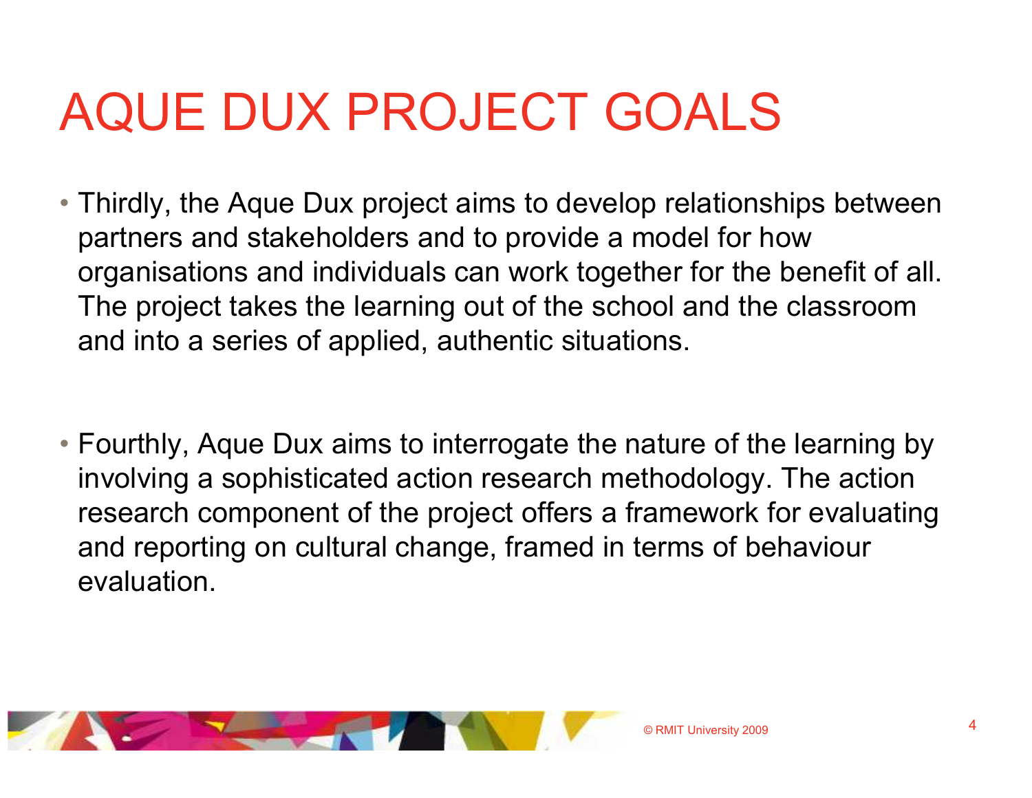# AQUE DUX PROJECT GOALS

- Thirdly, the Aque Dux project aims to develop relationships between partners and stakeholders and to provide a model for how organisations and individuals can work together for the benefit of all. The project takes the learning out of the school and the classroom and into a series of applied, authentic situations.

- Fourthly, Aque Dux aims to interrogate the nature of the learning by involving a sophisticated action research methodology. The action research component of the project offers a framework for evaluating and reporting on cultural change, framed in terms of behaviour evaluation.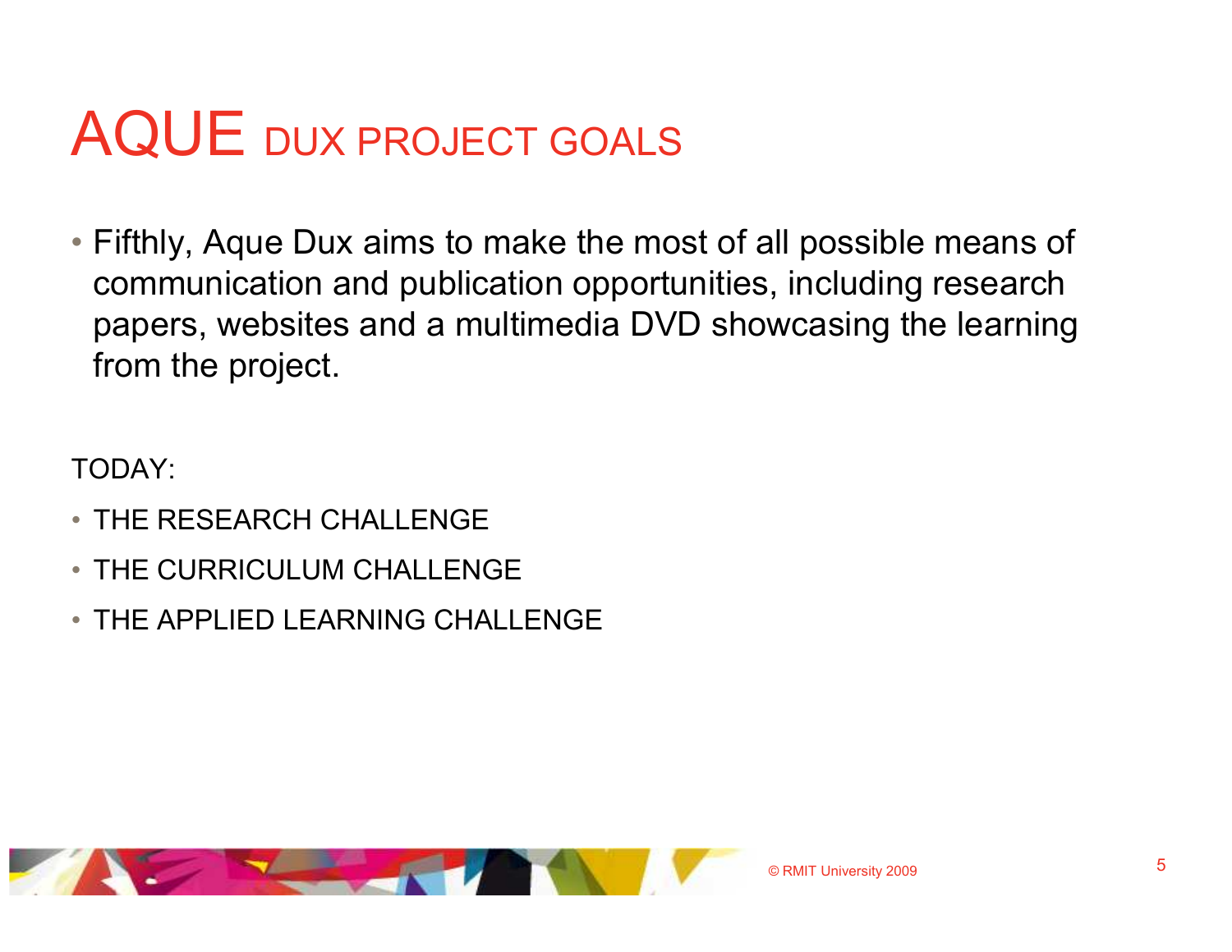# AQUE DUX PROJECT GOALS

- Fifthly, Aque Dux aims to make the most of all possible means of communication and publication opportunities, including research papers, websites and a multimedia DVD showcasing the learning from the project.

TODAY:

- THE RESEARCH CHALLENGE
- THE CURRICULUM CHALLENGE
- THE APPLIED LEARNING CHALLENGE

© RMIT University 2009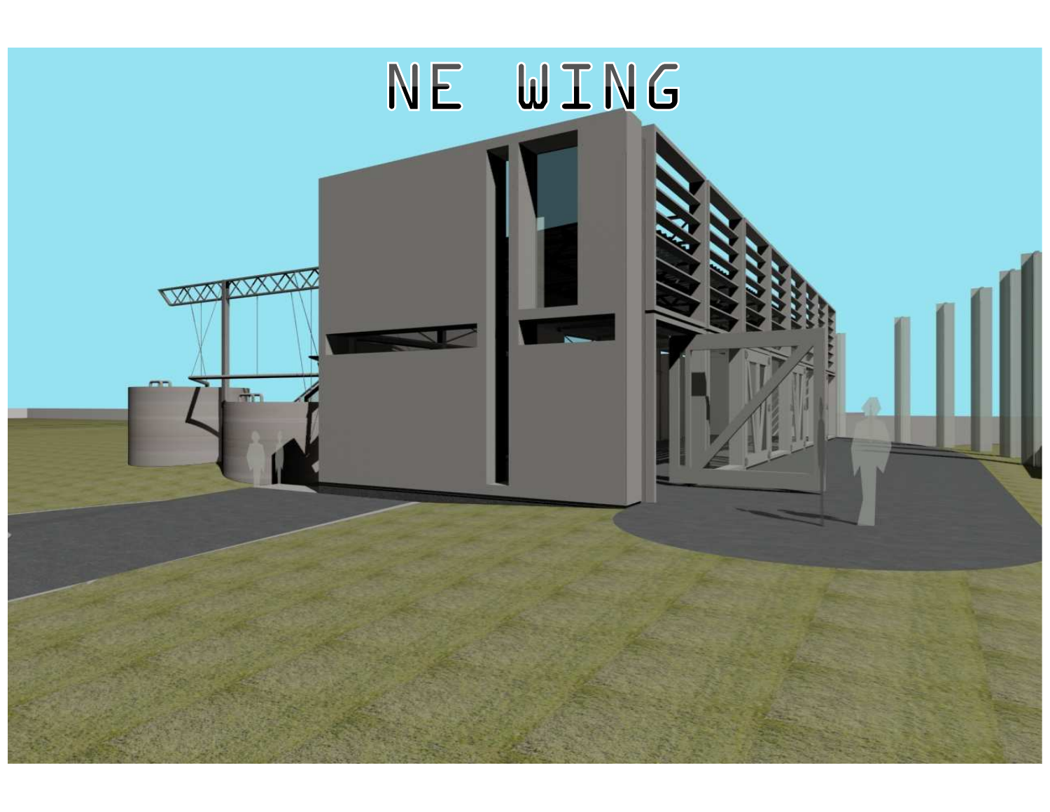# NE WING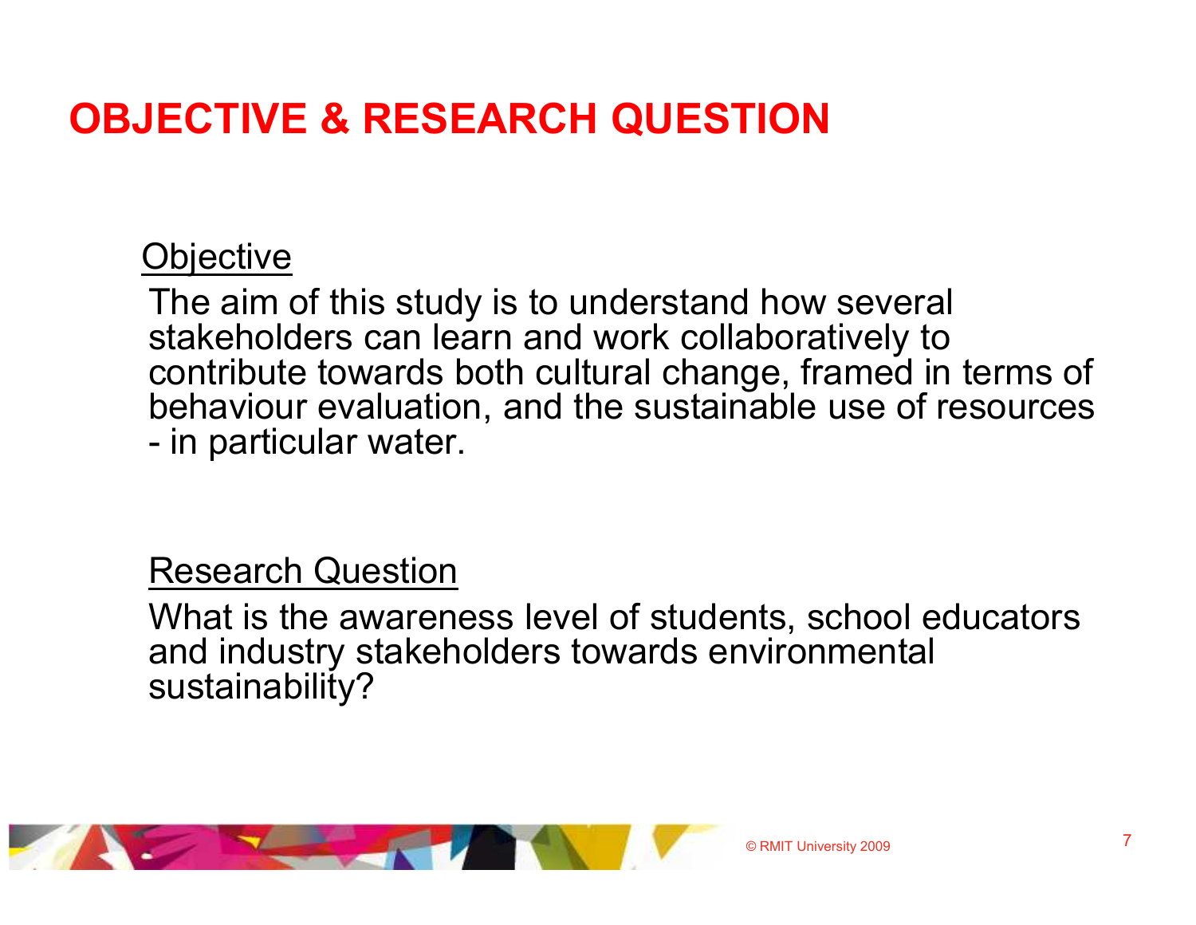# OBJECTIVE & RESEARCH QUESTION

<u>Objective</u>

The aim of this study is to understand how several stakeholders can learn and work collaboratively to contribute towards both cultural change, framed in terms of behaviour evaluation, and the sustainable use of resources - in particular water.

<u>Research Question</u>

What is the awareness level of students, school educators and industry stakeholders towards environmental sustainability?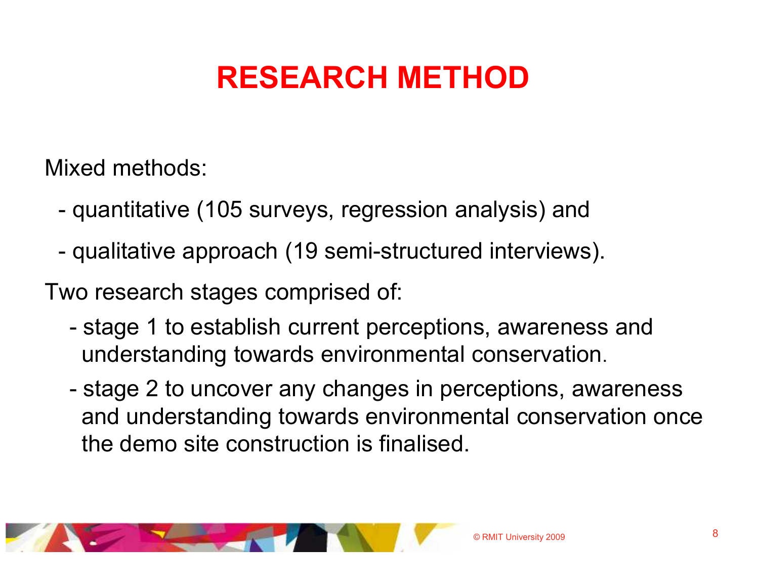# RESEARCH METHOD

Mixed methods:

- quantitative (105 surveys, regression analysis) and
- qualitative approach (19 semi-structured interviews).

Two research stages comprised of:

- stage 1 to establish current perceptions, awareness and understanding towards environmental conservation.
- stage 2 to uncover any changes in perceptions, awareness and understanding towards environmental conservation once the demo site construction is finalised.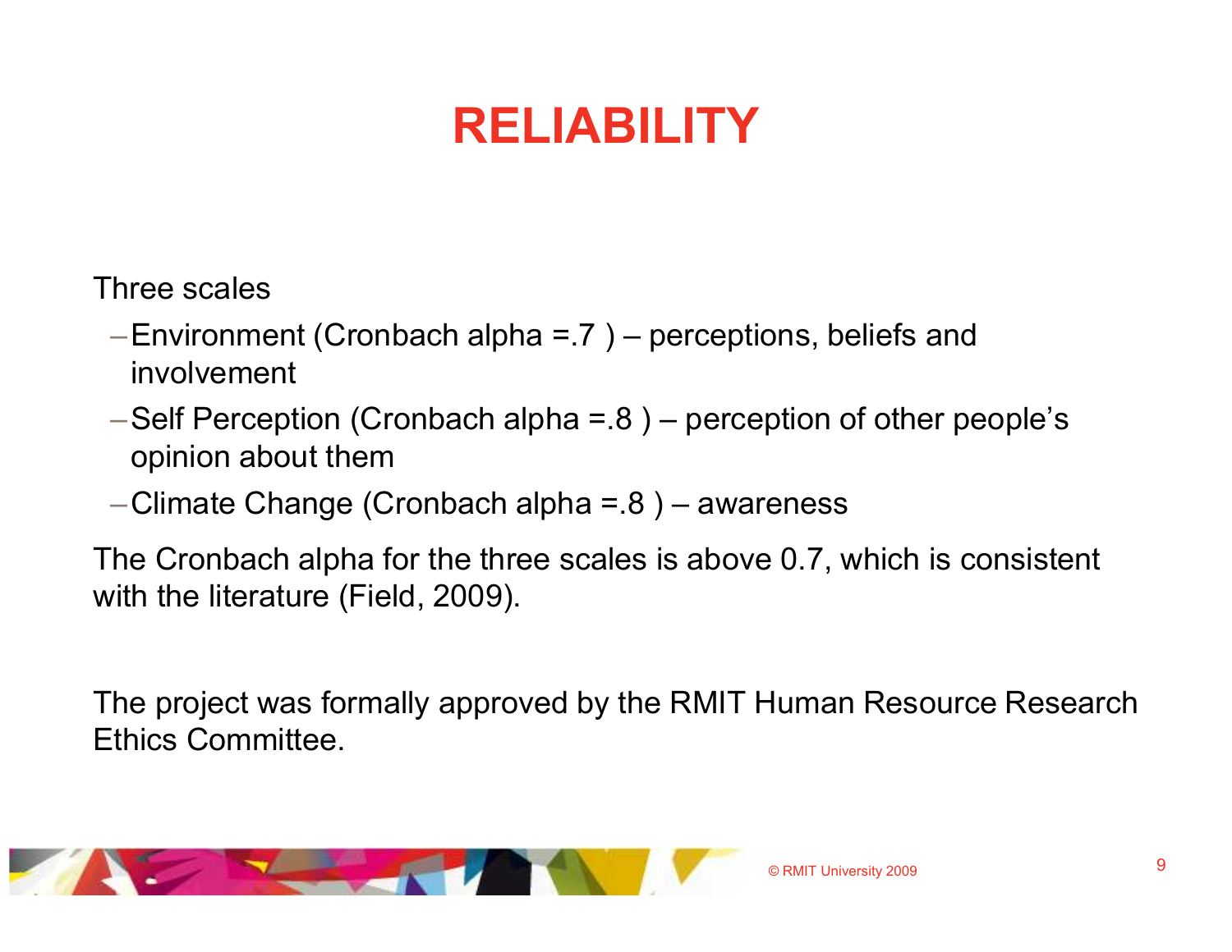# RELIABILITY

Three scales

- Environment (Cronbach alpha =.7 ) – perceptions, beliefs and involvement
- Self Perception (Cronbach alpha =.8 ) – perception of other people's opinion about them
- Climate Change (Cronbach alpha =.8 ) – awareness

The Cronbach alpha for the three scales is above 0.7, which is consistent with the literature (Field, 2009).

The project was formally approved by the RMIT Human Resource Research Ethics Committee.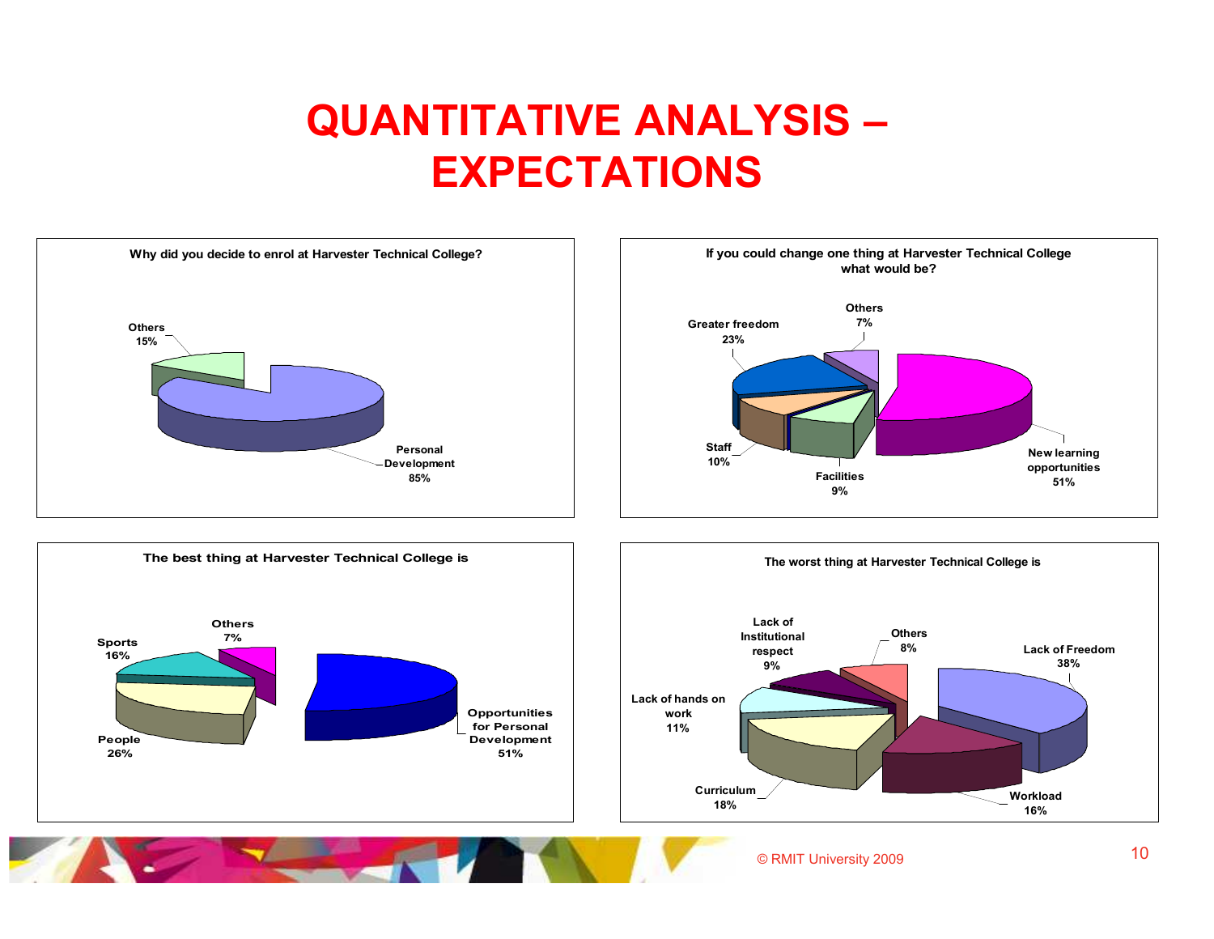# QUANTITATIVE ANALYSIS – EXPECTATIONS

**Why did you decide to enrol at Harvester Technical College?**

- Personal Development 85%
- Others 15%

**If you could change one thing at Harvester Technical College what would be?**

- New learning opportunities 51%
- Greater freedom 23%
- Staff 10%
- Facilities 9%
- Others 7%

**The best thing at Harvester Technical College is**

- Opportunities for Personal Development 51%
- People 26%
- Sports 16%
- Others 7%

**The worst thing at Harvester Technical College is**

- Lack of Freedom 38%
- Curriculum 18%
- Workload 16%
- Lack of hands on work 11%
- Lack of Institutional respect 9%
- Others 8%

© RMIT University 2009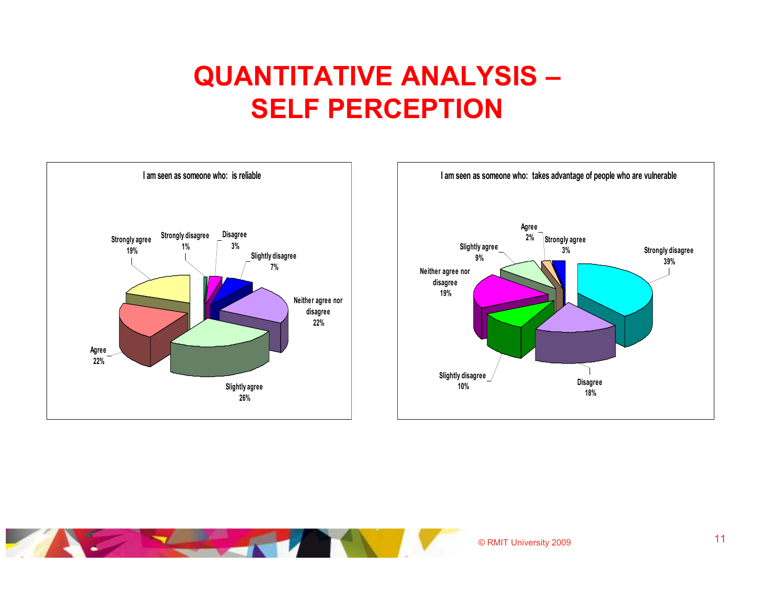# QUANTITATIVE ANALYSIS – SELF PERCEPTION

**I am seen as someone who: is reliable**

| Response | Percentage |
| --- | --- |
| Strongly disagree | 1% |
| Disagree | 3% |
| Slightly disagree | 7% |
| Neither agree nor disagree | 22% |
| Slightly agree | 26% |
| Agree | 22% |
| Strongly agree | 19% |

**I am seen as someone who: takes advantage of people who are vulnerable**

| Response | Percentage |
| --- | --- |
| Strongly disagree | 39% |
| Disagree | 18% |
| Slightly disagree | 10% |
| Neither agree nor disagree | 19% |
| Slightly agree | 9% |
| Agree | 2% |
| Strongly agree | 3% |

© RMIT University 2009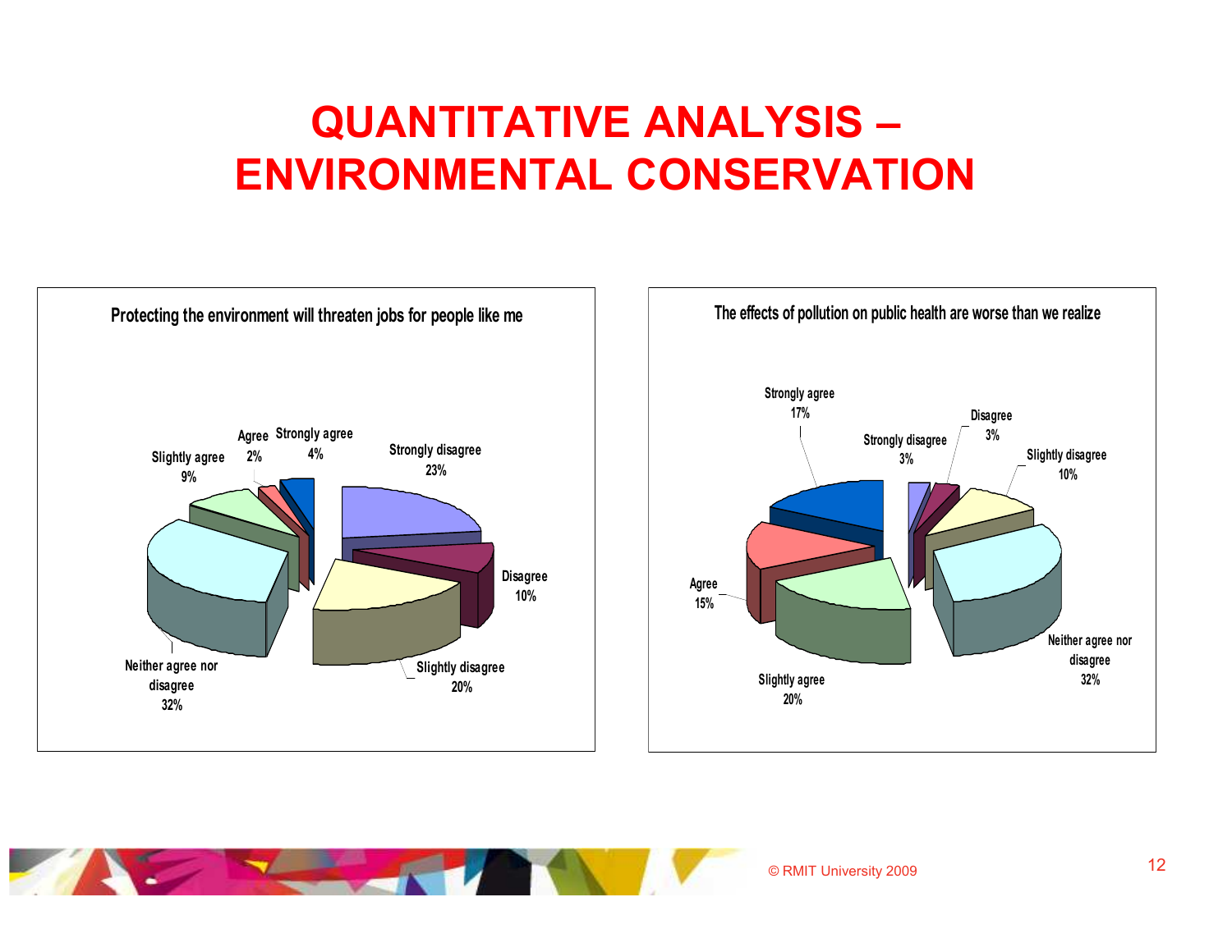# QUANTITATIVE ANALYSIS – ENVIRONMENTAL CONSERVATION

**Protecting the environment will threaten jobs for people like me**

| Response | Percentage |
|---|---|
| Strongly agree | 4% |
| Agree | 2% |
| Slightly agree | 9% |
| Neither agree nor disagree | 32% |
| Slightly disagree | 20% |
| Disagree | 10% |
| Strongly disagree | 23% |

**The effects of pollution on public health are worse than we realize**

| Response | Percentage |
|---|---|
| Strongly agree | 17% |
| Agree | 15% |
| Slightly agree | 20% |
| Neither agree nor disagree | 32% |
| Slightly disagree | 10% |
| Disagree | 3% |
| Strongly disagree | 3% |

© RMIT University 2009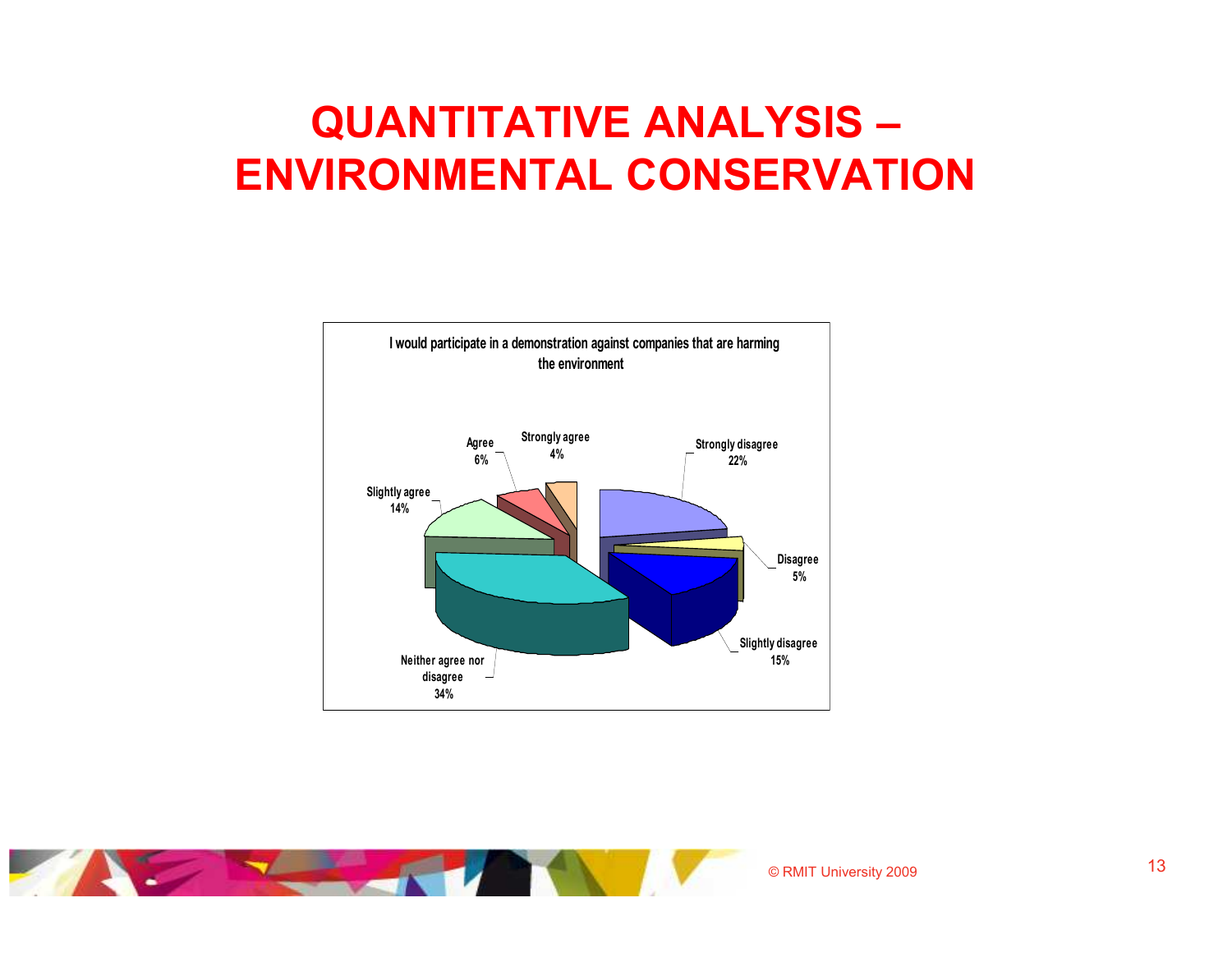# QUANTITATIVE ANALYSIS – ENVIRONMENTAL CONSERVATION

**I would participate in a demonstration against companies that are harming the environment**

| Response | Percentage |
|---|---|
| Strongly disagree | 22% |
| Disagree | 5% |
| Slightly disagree | 15% |
| Neither agree nor disagree | 34% |
| Slightly agree | 14% |
| Agree | 6% |
| Strongly agree | 4% |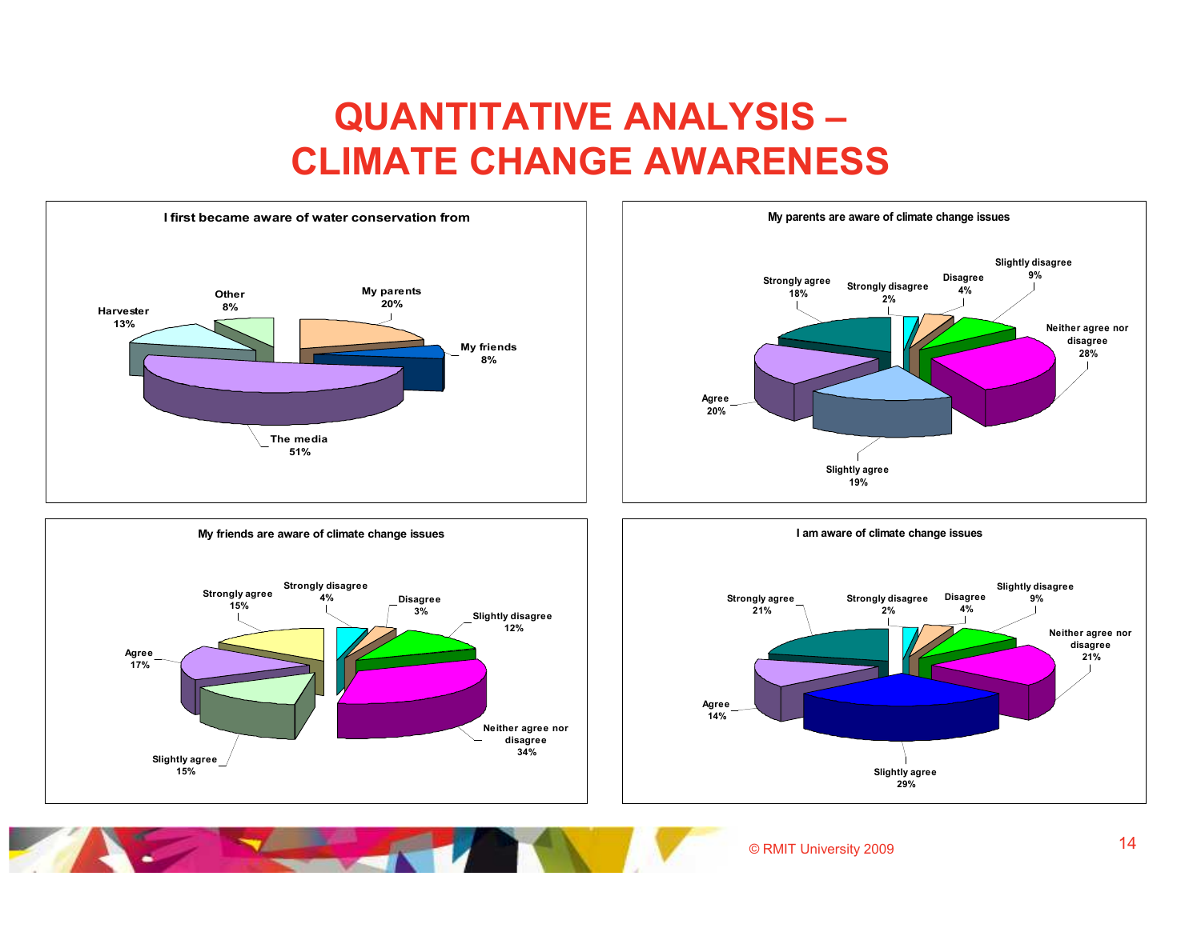# QUANTITATIVE ANALYSIS – CLIMATE CHANGE AWARENESS

**I first became aware of water conservation from**

| Source | Percentage |
|---|---|
| My parents | 20% |
| My friends | 8% |
| The media | 51% |
| Harvester | 13% |
| Other | 8% |

**My parents are aware of climate change issues**

| Response | Percentage |
|---|---|
| Strongly disagree | 2% |
| Disagree | 4% |
| Slightly disagree | 9% |
| Neither agree nor disagree | 28% |
| Slightly agree | 19% |
| Agree | 20% |
| Strongly agree | 18% |

**My friends are aware of climate change issues**

| Response | Percentage |
|---|---|
| Strongly disagree | 4% |
| Disagree | 3% |
| Slightly disagree | 12% |
| Neither agree nor disagree | 34% |
| Slightly agree | 15% |
| Agree | 17% |
| Strongly agree | 15% |

**I am aware of climate change issues**

| Response | Percentage |
|---|---|
| Strongly disagree | 2% |
| Disagree | 4% |
| Slightly disagree | 9% |
| Neither agree nor disagree | 21% |
| Slightly agree | 29% |
| Agree | 14% |
| Strongly agree | 21% |

© RMIT University 2009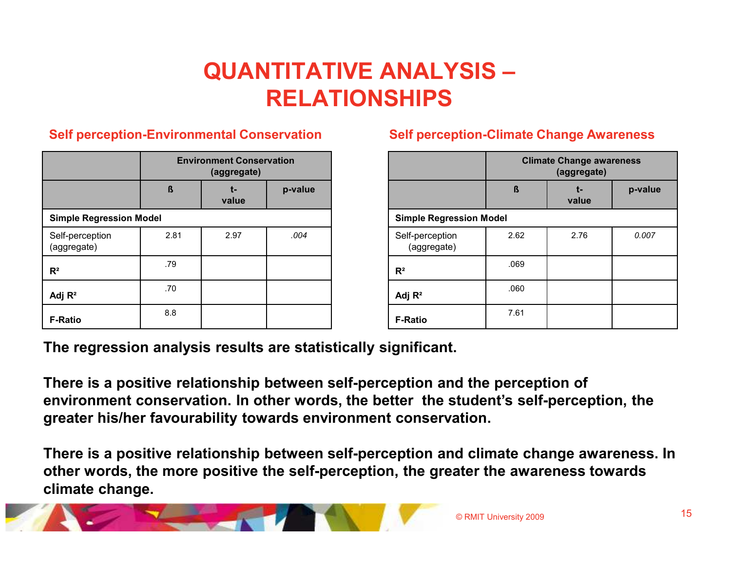# QUANTITATIVE ANALYSIS – RELATIONSHIPS

## Self perception-Environmental Conservation

| | Environment Conservation (aggregate) | | |
|---|---|---|---|
| | ß | t-value | p-value |
| **Simple Regression Model** | | | |
| Self-perception (aggregate) | 2.81 | 2.97 | *.004* |
| **$R^2$** | .79 | | |
| **Adj $R^2$** | .70 | | |
| **F-Ratio** | 8.8 | | |

## Self perception-Climate Change Awareness

| | Climate Change awareness (aggregate) | | |
|---|---|---|---|
| | ß | t-value | p-value |
| **Simple Regression Model** | | | |
| Self-perception (aggregate) | 2.62 | 2.76 | *0.007* |
| **$R^2$** | .069 | | |
| **Adj $R^2$** | .060 | | |
| **F-Ratio** | 7.61 | | |

**The regression analysis results are statistically significant.**

**There is a positive relationship between self-perception and the perception of environment conservation. In other words, the better the student's self-perception, the greater his/her favourability towards environment conservation.**

**There is a positive relationship between self-perception and climate change awareness. In other words, the more positive the self-perception, the greater the awareness towards climate change.**

© RMIT University 2009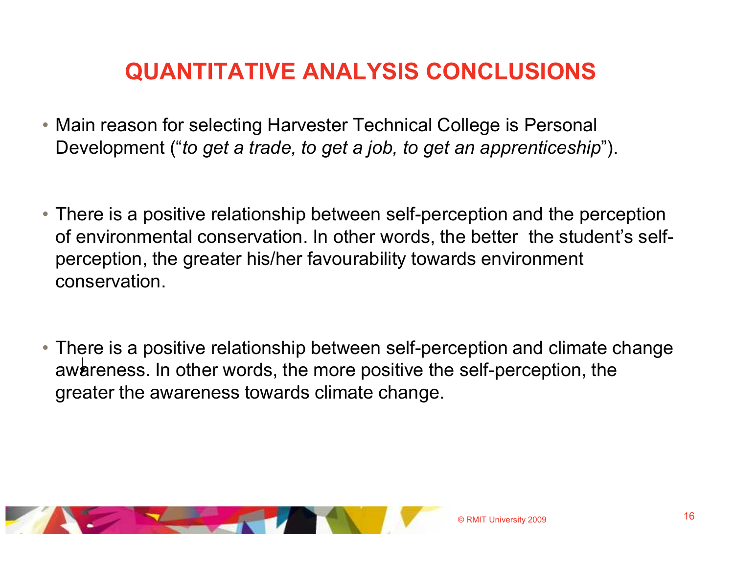# QUANTITATIVE ANALYSIS CONCLUSIONS

- Main reason for selecting Harvester Technical College is Personal Development ("*to get a trade, to get a job, to get an apprenticeship*").

- There is a positive relationship between self-perception and the perception of environmental conservation. In other words, the better the student's self-perception, the greater his/her favourability towards environment conservation.

- There is a positive relationship between self-perception and climate change awareness. In other words, the more positive the self-perception, the greater the awareness towards climate change.

© RMIT University 2009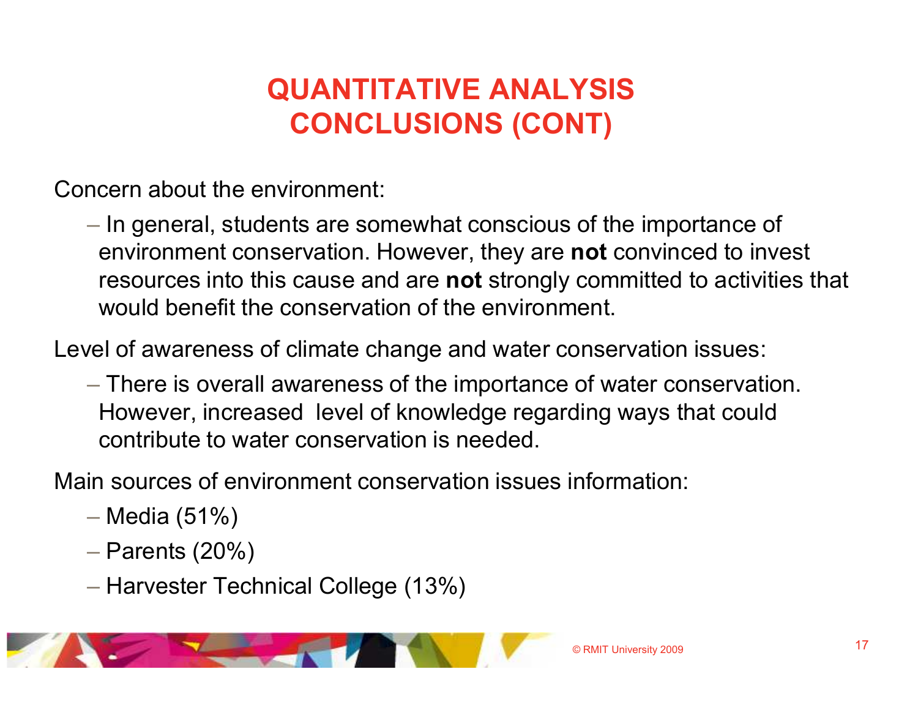# QUANTITATIVE ANALYSIS CONCLUSIONS (CONT)

Concern about the environment:

- In general, students are somewhat conscious of the importance of environment conservation. However, they are **not** convinced to invest resources into this cause and are **not** strongly committed to activities that would benefit the conservation of the environment.

Level of awareness of climate change and water conservation issues:

- There is overall awareness of the importance of water conservation. However, increased level of knowledge regarding ways that could contribute to water conservation is needed.

Main sources of environment conservation issues information:

- Media (51%)
- Parents (20%)
- Harvester Technical College (13%)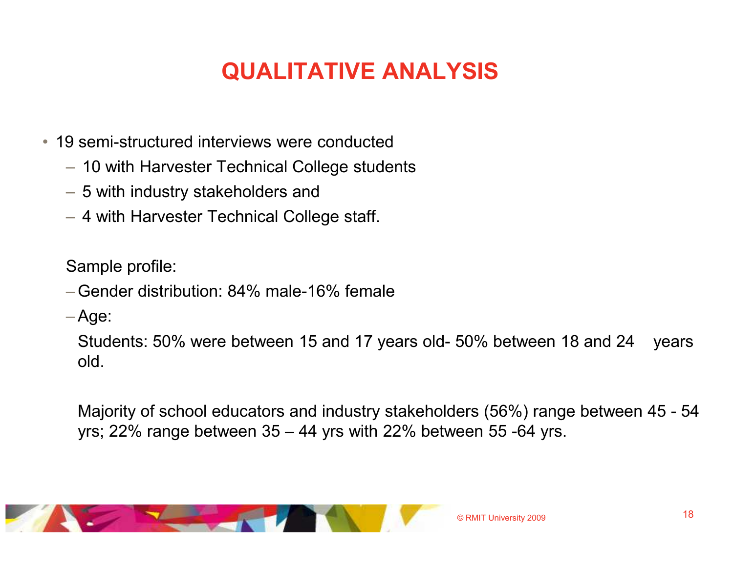# QUALITATIVE ANALYSIS

- 19 semi-structured interviews were conducted
  - 10 with Harvester Technical College students
  - 5 with industry stakeholders and
  - 4 with Harvester Technical College staff.

  Sample profile:

  - Gender distribution: 84% male-16% female
  - Age:

    Students: 50% were between 15 and 17 years old- 50% between 18 and 24 years old.

    Majority of school educators and industry stakeholders (56%) range between 45 - 54 yrs; 22% range between 35 – 44 yrs with 22% between 55 -64 yrs.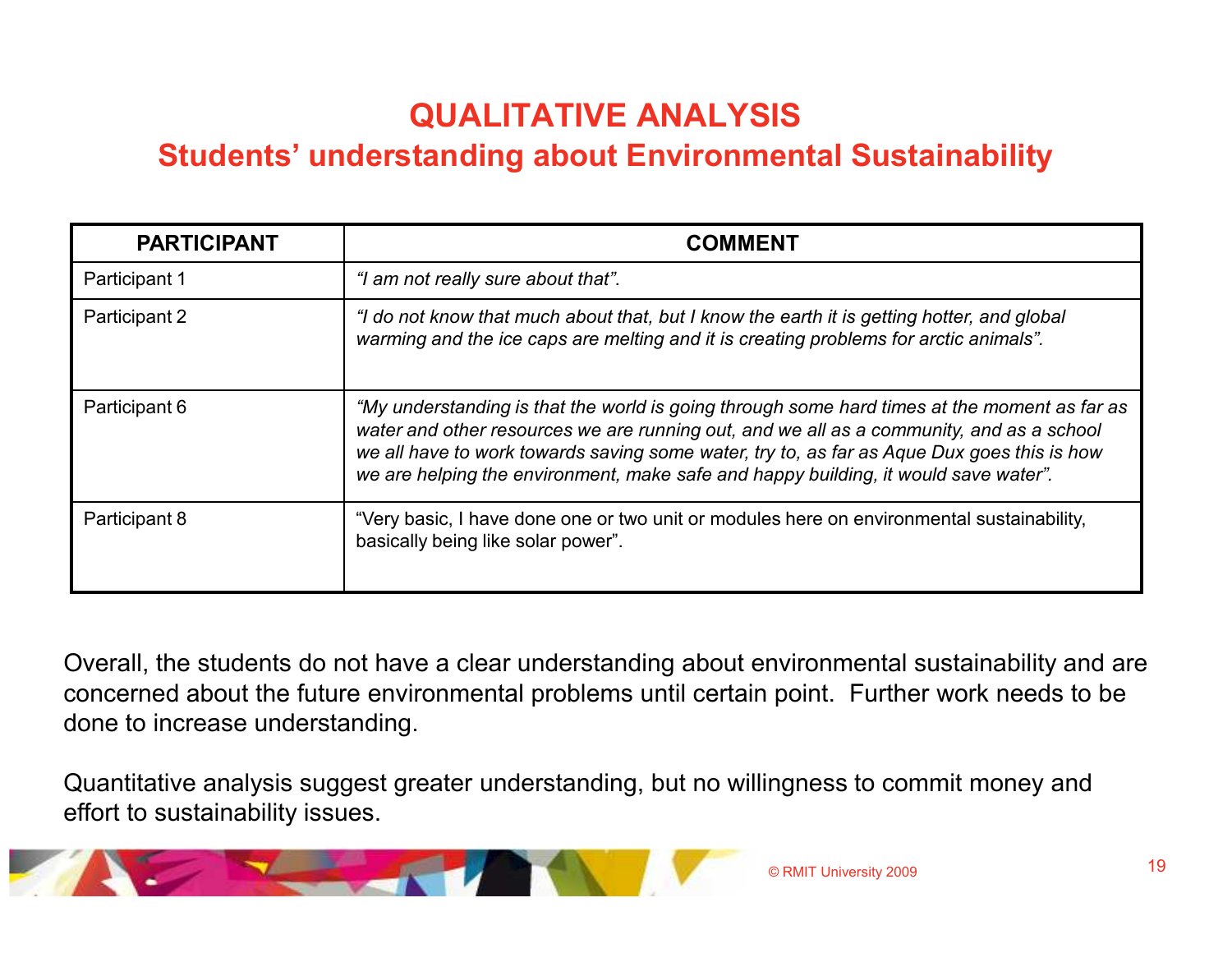# QUALITATIVE ANALYSIS

## Students' understanding about Environmental Sustainability

| PARTICIPANT | COMMENT |
|---|---|
| Participant 1 | *"I am not really sure about that".* |
| Participant 2 | *"I do not know that much about that, but I know the earth it is getting hotter, and global warming and the ice caps are melting and it is creating problems for arctic animals".* |
| Participant 6 | *"My understanding is that the world is going through some hard times at the moment as far as water and other resources we are running out, and we all as a community, and as a school we all have to work towards saving some water, try to, as far as Aque Dux goes this is how we are helping the environment, make safe and happy building, it would save water".* |
| Participant 8 | "Very basic, I have done one or two unit or modules here on environmental sustainability, basically being like solar power". |

Overall, the students do not have a clear understanding about environmental sustainability and are concerned about the future environmental problems until certain point. Further work needs to be done to increase understanding.

Quantitative analysis suggest greater understanding, but no willingness to commit money and effort to sustainability issues.

© RMIT University 2009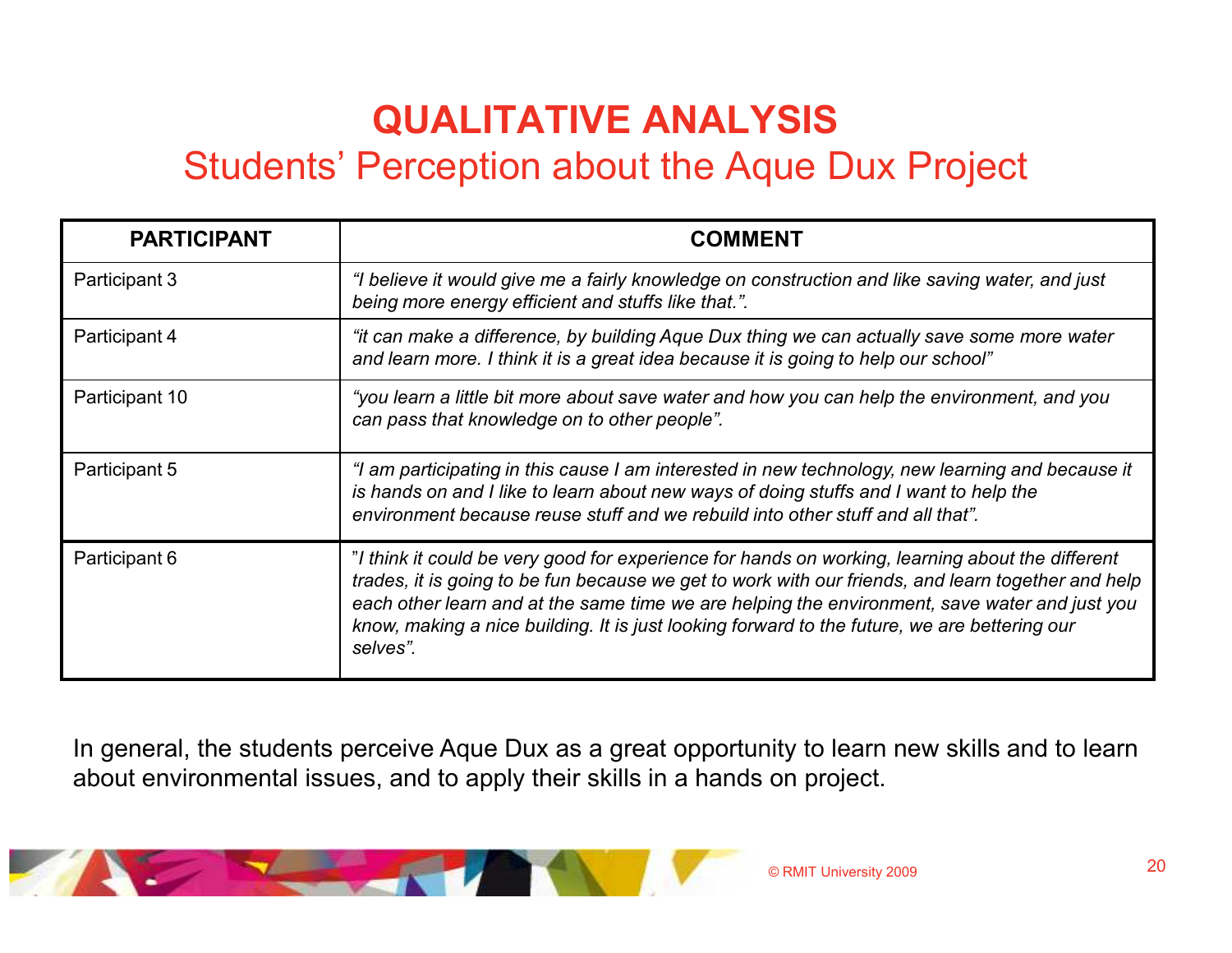# QUALITATIVE ANALYSIS

## Students' Perception about the Aque Dux Project

| PARTICIPANT | COMMENT |
|---|---|
| Participant 3 | *"I believe it would give me a fairly knowledge on construction and like saving water, and just being more energy efficient and stuffs like that.".* |
| Participant 4 | *"it can make a difference, by building Aque Dux thing we can actually save some more water and learn more. I think it is a great idea because it is going to help our school"* |
| Participant 10 | *"you learn a little bit more about save water and how you can help the environment, and you can pass that knowledge on to other people".* |
| Participant 5 | *"I am participating in this cause I am interested in new technology, new learning and because it is hands on and I like to learn about new ways of doing stuffs and I want to help the environment because reuse stuff and we rebuild into other stuff and all that".* |
| Participant 6 | *"I think it could be very good for experience for hands on working, learning about the different trades, it is going to be fun because we get to work with our friends, and learn together and help each other learn and at the same time we are helping the environment, save water and just you know, making a nice building. It is just looking forward to the future, we are bettering our selves".* |

In general, the students perceive Aque Dux as a great opportunity to learn new skills and to learn about environmental issues, and to apply their skills in a hands on project.

© RMIT University 2009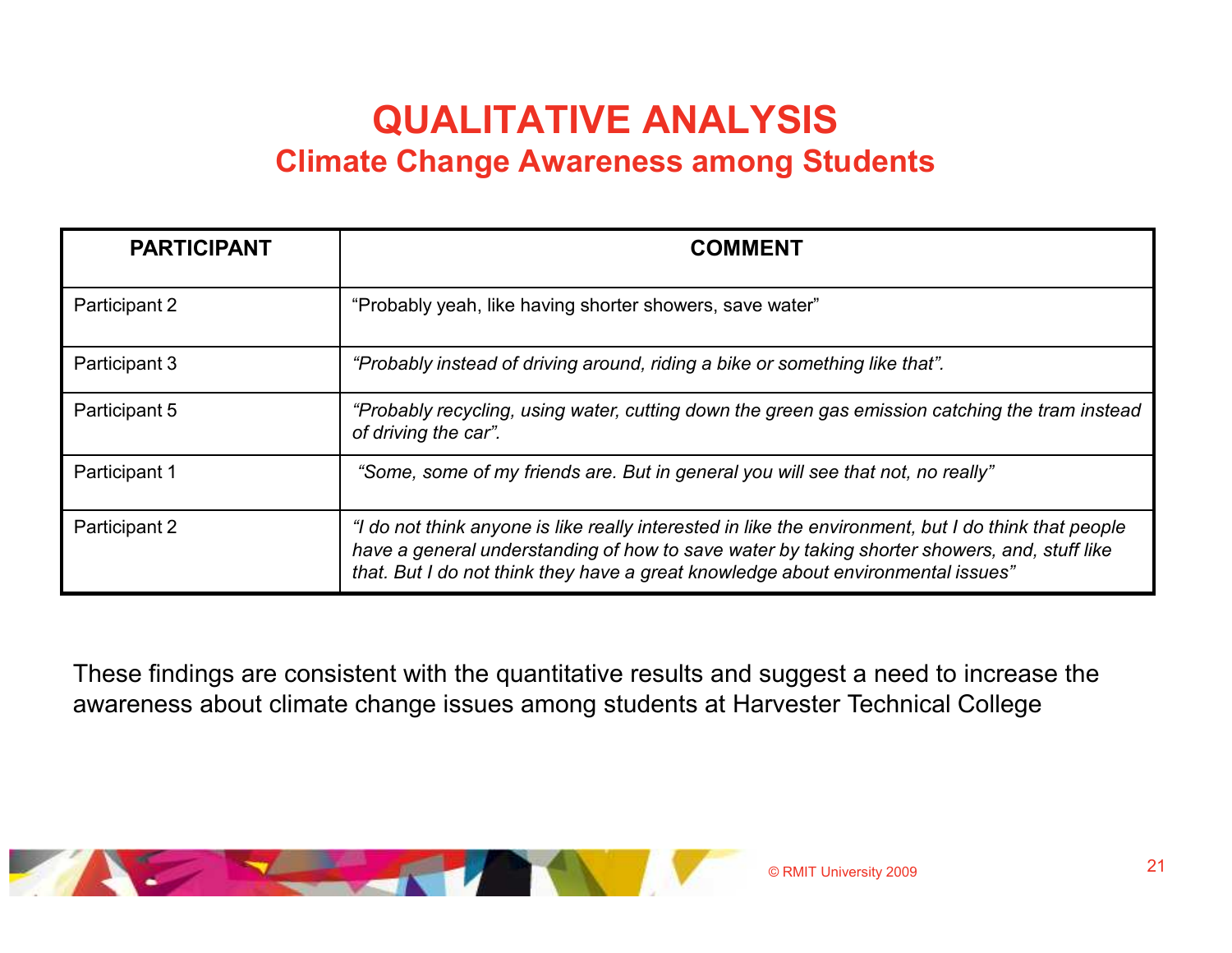# QUALITATIVE ANALYSIS

## Climate Change Awareness among Students

| PARTICIPANT | COMMENT |
|---|---|
| Participant 2 | "Probably yeah, like having shorter showers, save water" |
| Participant 3 | *"Probably instead of driving around, riding a bike or something like that".* |
| Participant 5 | *"Probably recycling, using water, cutting down the green gas emission catching the tram instead of driving the car".* |
| Participant 1 | *"Some, some of my friends are. But in general you will see that not, no really"* |
| Participant 2 | *"I do not think anyone is like really interested in like the environment, but I do think that people have a general understanding of how to save water by taking shorter showers, and, stuff like that. But I do not think they have a great knowledge about environmental issues"* |

These findings are consistent with the quantitative results and suggest a need to increase the awareness about climate change issues among students at Harvester Technical College

© RMIT University 2009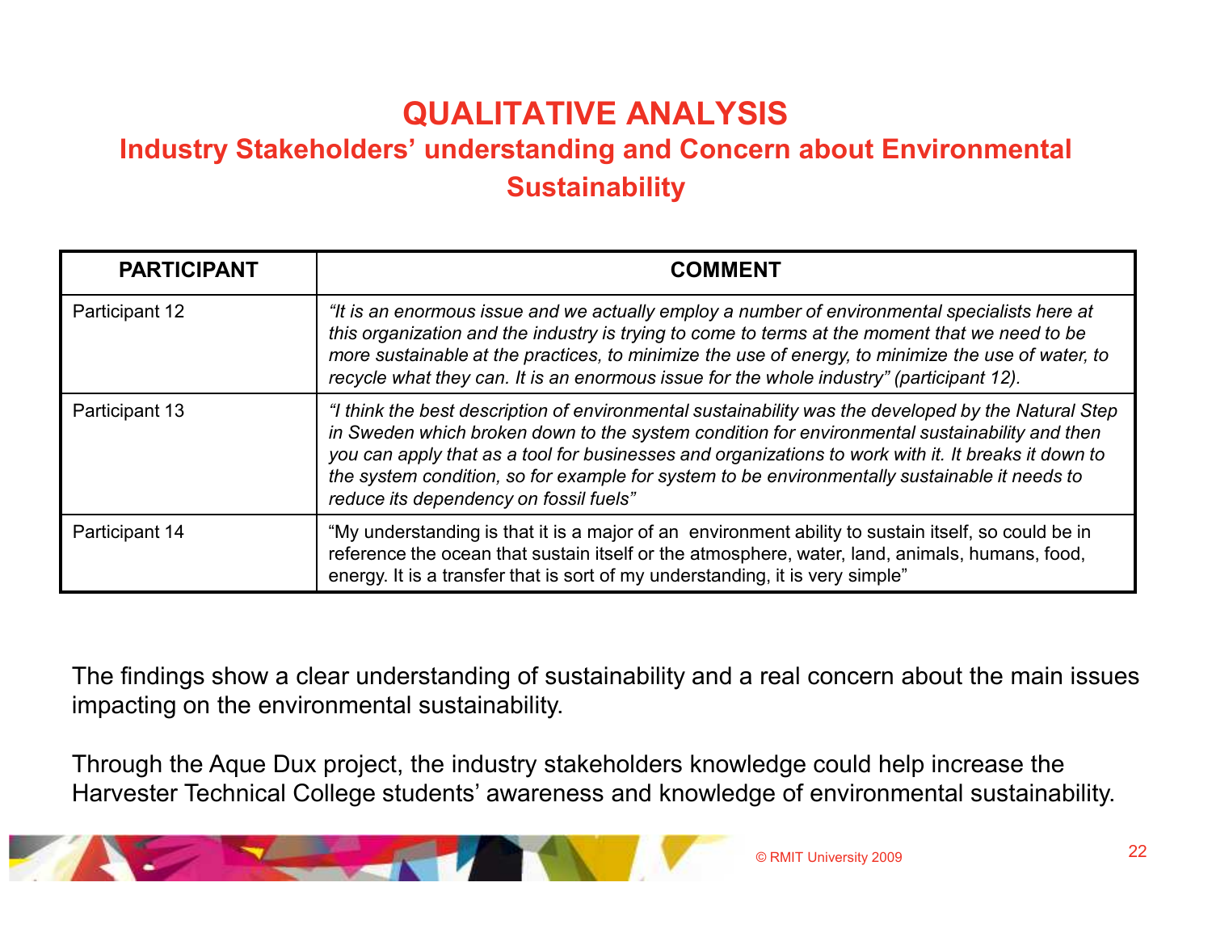# QUALITATIVE ANALYSIS

## Industry Stakeholders' understanding and Concern about Environmental Sustainability

| PARTICIPANT | COMMENT |
|---|---|
| Participant 12 | *"It is an enormous issue and we actually employ a number of environmental specialists here at this organization and the industry is trying to come to terms at the moment that we need to be more sustainable at the practices, to minimize the use of energy, to minimize the use of water, to recycle what they can. It is an enormous issue for the whole industry" (participant 12).* |
| Participant 13 | *"I think the best description of environmental sustainability was the developed by the Natural Step in Sweden which broken down to the system condition for environmental sustainability and then you can apply that as a tool for businesses and organizations to work with it. It breaks it down to the system condition, so for example for system to be environmentally sustainable it needs to reduce its dependency on fossil fuels"* |
| Participant 14 | "My understanding is that it is a major of an  environment ability to sustain itself, so could be in reference the ocean that sustain itself or the atmosphere, water, land, animals, humans, food, energy. It is a transfer that is sort of my understanding, it is very simple" |

The findings show a clear understanding of sustainability and a real concern about the main issues impacting on the environmental sustainability.

Through the Aque Dux project, the industry stakeholders knowledge could help increase the Harvester Technical College students' awareness and knowledge of environmental sustainability.

© RMIT University 2009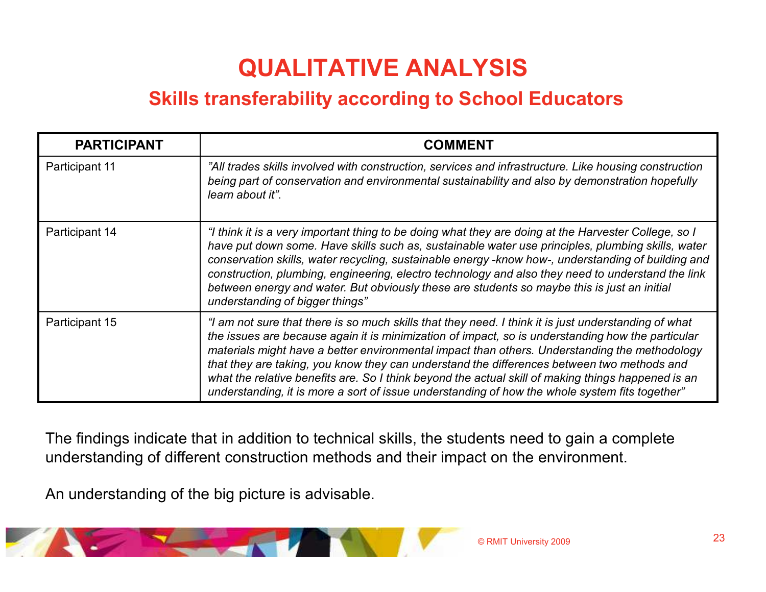# QUALITATIVE ANALYSIS

## Skills transferability according to School Educators

| PARTICIPANT | COMMENT |
|---|---|
| Participant 11 | *"All trades skills involved with construction, services and infrastructure. Like housing construction being part of conservation and environmental sustainability and also by demonstration hopefully learn about it"*. |
| Participant 14 | *"I think it is a very important thing to be doing what they are doing at the Harvester College, so I have put down some. Have skills such as, sustainable water use principles, plumbing skills, water conservation skills, water recycling, sustainable energy -know how-, understanding of building and construction, plumbing, engineering, electro technology and also they need to understand the link between energy and water. But obviously these are students so maybe this is just an initial understanding of bigger things"* |
| Participant 15 | *"I am not sure that there is so much skills that they need. I think it is just understanding of what the issues are because again it is minimization of impact, so is understanding how the particular materials might have a better environmental impact than others. Understanding the methodology that they are taking, you know they can understand the differences between two methods and what the relative benefits are. So I think beyond the actual skill of making things happened is an understanding, it is more a sort of issue understanding of how the whole system fits together"* |

The findings indicate that in addition to technical skills, the students need to gain a complete understanding of different construction methods and their impact on the environment.

An understanding of the big picture is advisable.

© RMIT University 2009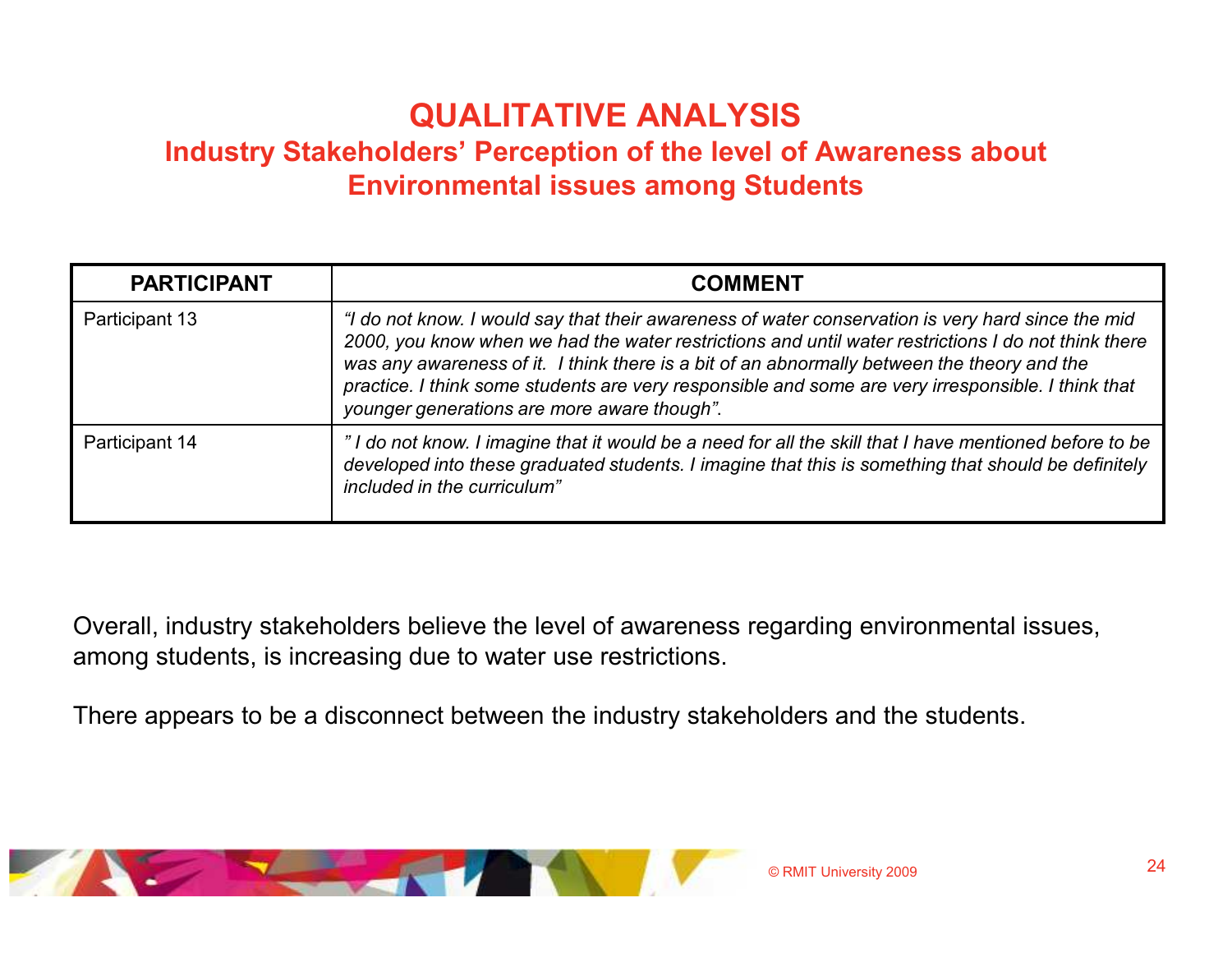# QUALITATIVE ANALYSIS

## Industry Stakeholders' Perception of the level of Awareness about Environmental issues among Students

| PARTICIPANT | COMMENT |
|---|---|
| Participant 13 | *"I do not know. I would say that their awareness of water conservation is very hard since the mid 2000, you know when we had the water restrictions and until water restrictions I do not think there was any awareness of it.  I think there is a bit of an abnormally between the theory and the practice. I think some students are very responsible and some are very irresponsible. I think that younger generations are more aware though"*. |
| Participant 14 | *" I do not know. I imagine that it would be a need for all the skill that I have mentioned before to be developed into these graduated students. I imagine that this is something that should be definitely included in the curriculum"* |

Overall, industry stakeholders believe the level of awareness regarding environmental issues, among students, is increasing due to water use restrictions.

There appears to be a disconnect between the industry stakeholders and the students.

© RMIT University 2009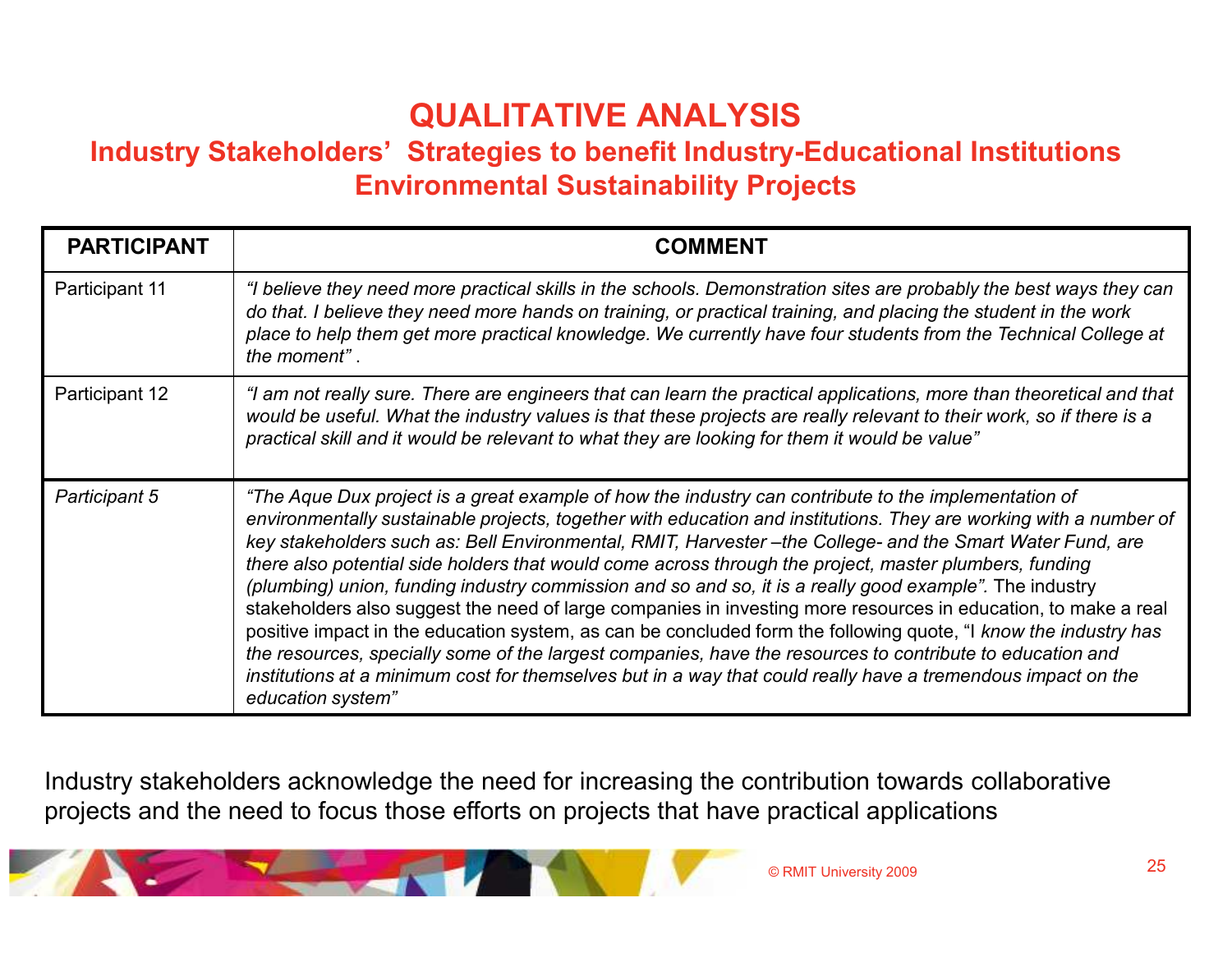# QUALITATIVE ANALYSIS

## Industry Stakeholders' Strategies to benefit Industry-Educational Institutions Environmental Sustainability Projects

| PARTICIPANT | COMMENT |
|---|---|
| Participant 11 | *"I believe they need more practical skills in the schools. Demonstration sites are probably the best ways they can do that. I believe they need more hands on training, or practical training, and placing the student in the work place to help them get more practical knowledge. We currently have four students from the Technical College at the moment"* . |
| Participant 12 | *"I am not really sure. There are engineers that can learn the practical applications, more than theoretical and that would be useful. What the industry values is that these projects are really relevant to their work, so if there is a practical skill and it would be relevant to what they are looking for them it would be value"* |
| *Participant 5* | *"The Aque Dux project is a great example of how the industry can contribute to the implementation of environmentally sustainable projects, together with education and institutions. They are working with a number of key stakeholders such as: Bell Environmental, RMIT, Harvester –the College- and the Smart Water Fund, are there also potential side holders that would come across through the project, master plumbers, funding (plumbing) union, funding industry commission and so and so, it is a really good example".* The industry stakeholders also suggest the need of large companies in investing more resources in education, to make a real positive impact in the education system, as can be concluded form the following quote, "I *know the industry has the resources, specially some of the largest companies, have the resources to contribute to education and institutions at a minimum cost for themselves but in a way that could really have a tremendous impact on the education system"* |

Industry stakeholders acknowledge the need for increasing the contribution towards collaborative projects and the need to focus those efforts on projects that have practical applications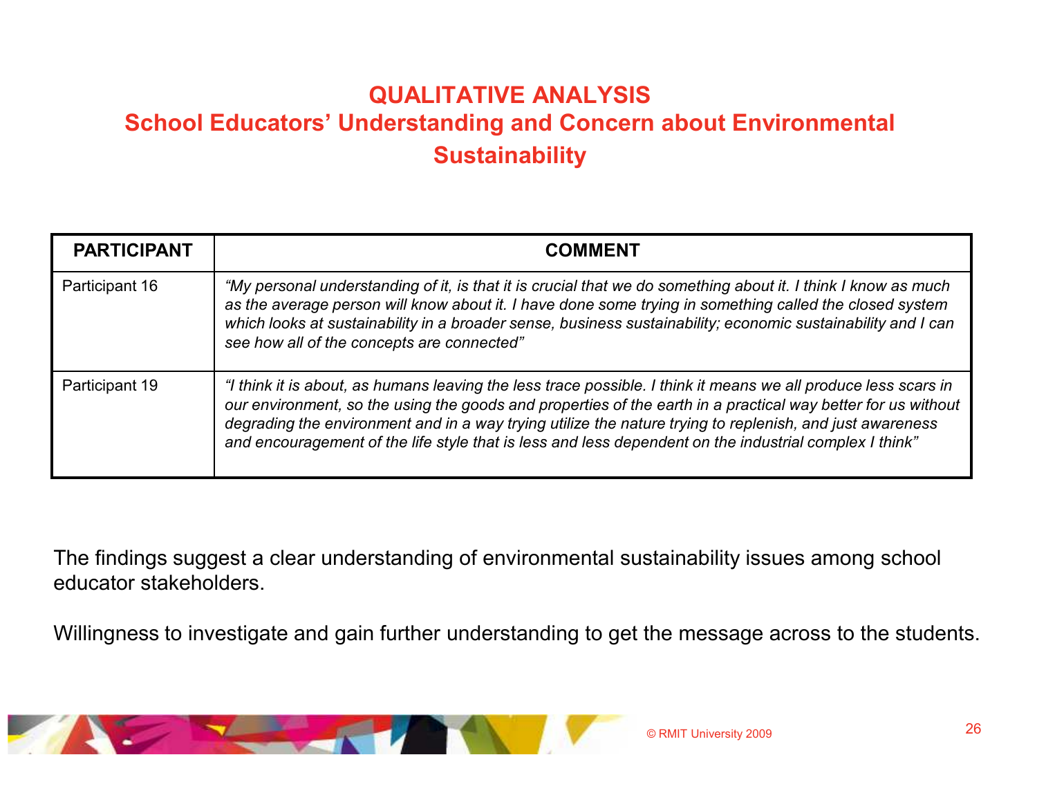# QUALITATIVE ANALYSIS

## School Educators' Understanding and Concern about Environmental Sustainability

| PARTICIPANT | COMMENT |
|---|---|
| Participant 16 | *"My personal understanding of it, is that it is crucial that we do something about it. I think I know as much as the average person will know about it. I have done some trying in something called the closed system which looks at sustainability in a broader sense, business sustainability; economic sustainability and I can see how all of the concepts are connected"* |
| Participant 19 | *"I think it is about, as humans leaving the less trace possible. I think it means we all produce less scars in our environment, so the using the goods and properties of the earth in a practical way better for us without degrading the environment and in a way trying utilize the nature trying to replenish, and just awareness and encouragement of the life style that is less and less dependent on the industrial complex I think"* |

The findings suggest a clear understanding of environmental sustainability issues among school educator stakeholders.

Willingness to investigate and gain further understanding to get the message across to the students.

© RMIT University 2009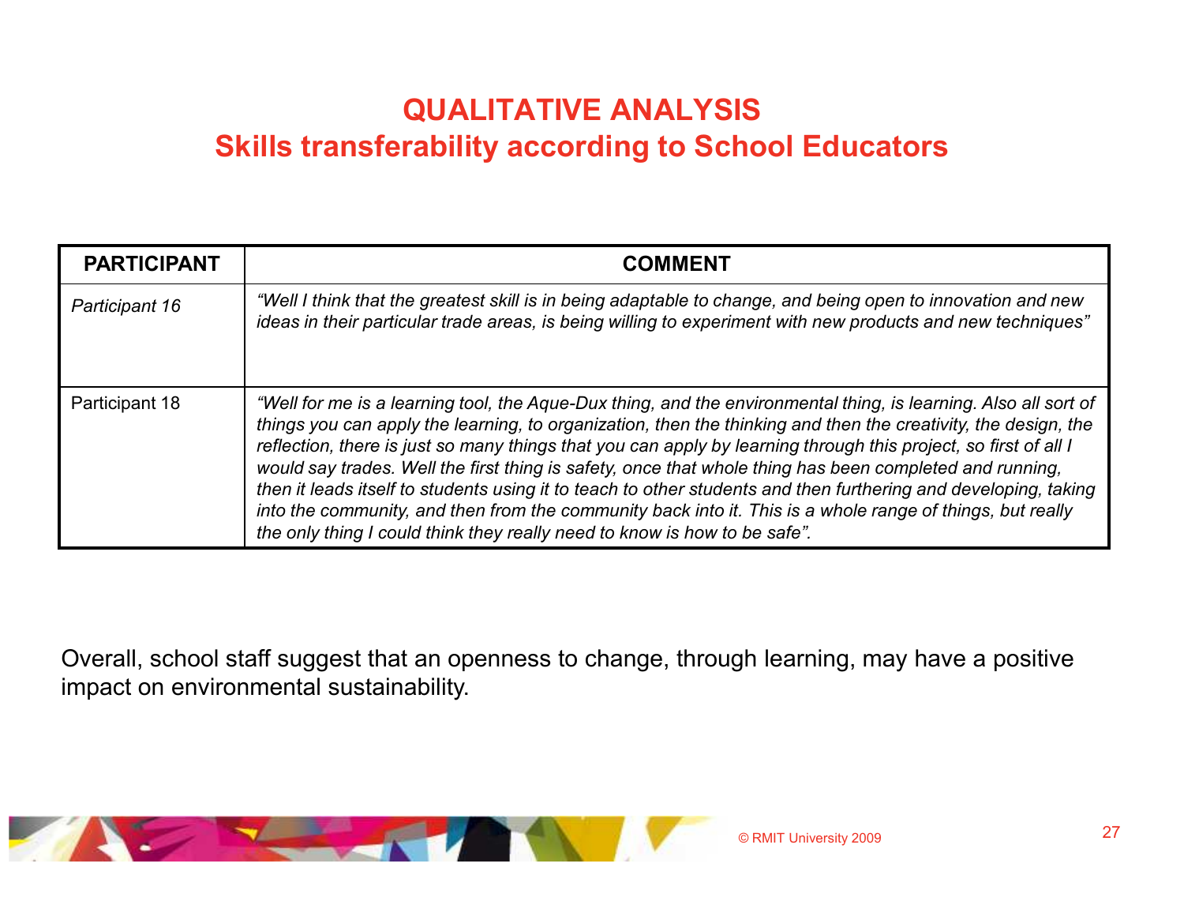# QUALITATIVE ANALYSIS
## Skills transferability according to School Educators

| PARTICIPANT | COMMENT |
|---|---|
| *Participant 16* | *"Well I think that the greatest skill is in being adaptable to change, and being open to innovation and new ideas in their particular trade areas, is being willing to experiment with new products and new techniques"* |
| Participant 18 | *"Well for me is a learning tool, the Aque-Dux thing, and the environmental thing, is learning. Also all sort of things you can apply the learning, to organization, then the thinking and then the creativity, the design, the reflection, there is just so many things that you can apply by learning through this project, so first of all I would say trades. Well the first thing is safety, once that whole thing has been completed and running, then it leads itself to students using it to teach to other students and then furthering and developing, taking into the community, and then from the community back into it. This is a whole range of things, but really the only thing I could think they really need to know is how to be safe".* |

Overall, school staff suggest that an openness to change, through learning, may have a positive impact on environmental sustainability.

© RMIT University 2009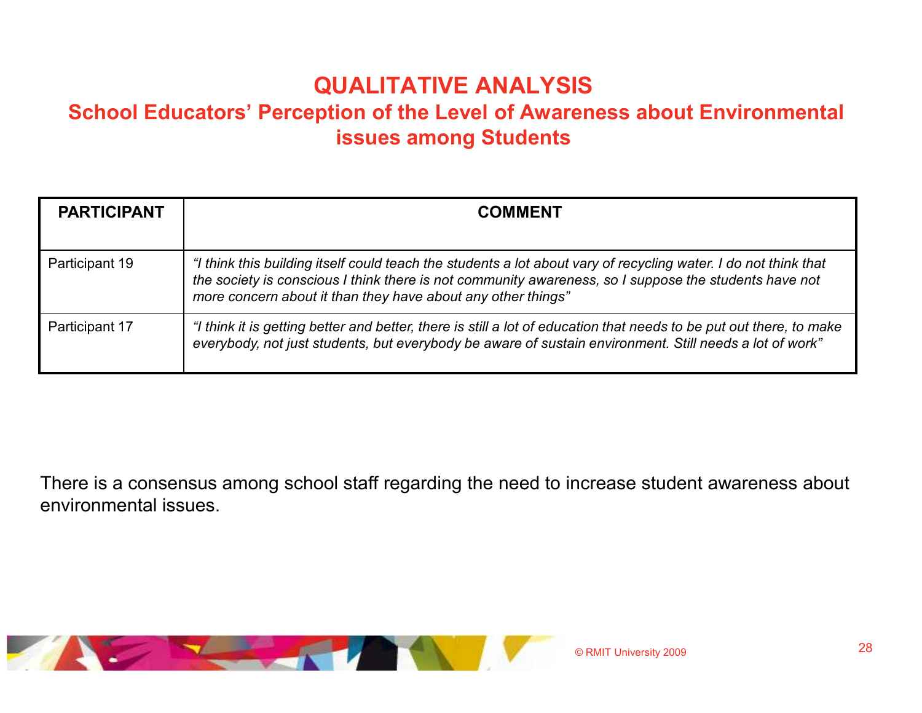# QUALITATIVE ANALYSIS

## School Educators' Perception of the Level of Awareness about Environmental issues among Students

| PARTICIPANT | COMMENT |
|---|---|
| Participant 19 | *"I think this building itself could teach the students a lot about vary of recycling water. I do not think that the society is conscious I think there is not community awareness, so I suppose the students have not more concern about it than they have about any other things"* |
| Participant 17 | *"I think it is getting better and better, there is still a lot of education that needs to be put out there, to make everybody, not just students, but everybody be aware of sustain environment. Still needs a lot of work"* |

There is a consensus among school staff regarding the need to increase student awareness about environmental issues.

© RMIT University 2009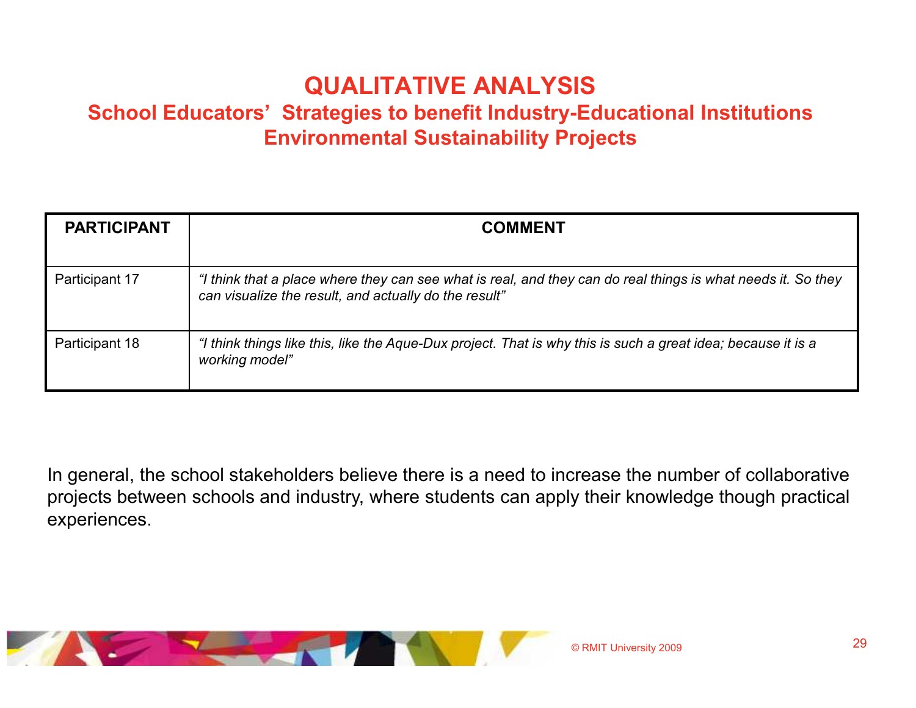# QUALITATIVE ANALYSIS

## School Educators' Strategies to benefit Industry-Educational Institutions Environmental Sustainability Projects

| PARTICIPANT | COMMENT |
| --- | --- |
| Participant 17 | *"I think that a place where they can see what is real, and they can do real things is what needs it. So they can visualize the result, and actually do the result"* |
| Participant 18 | *"I think things like this, like the Aque-Dux project. That is why this is such a great idea; because it is a working model"* |

In general, the school stakeholders believe there is a need to increase the number of collaborative projects between schools and industry, where students can apply their knowledge though practical experiences.

© RMIT University 2009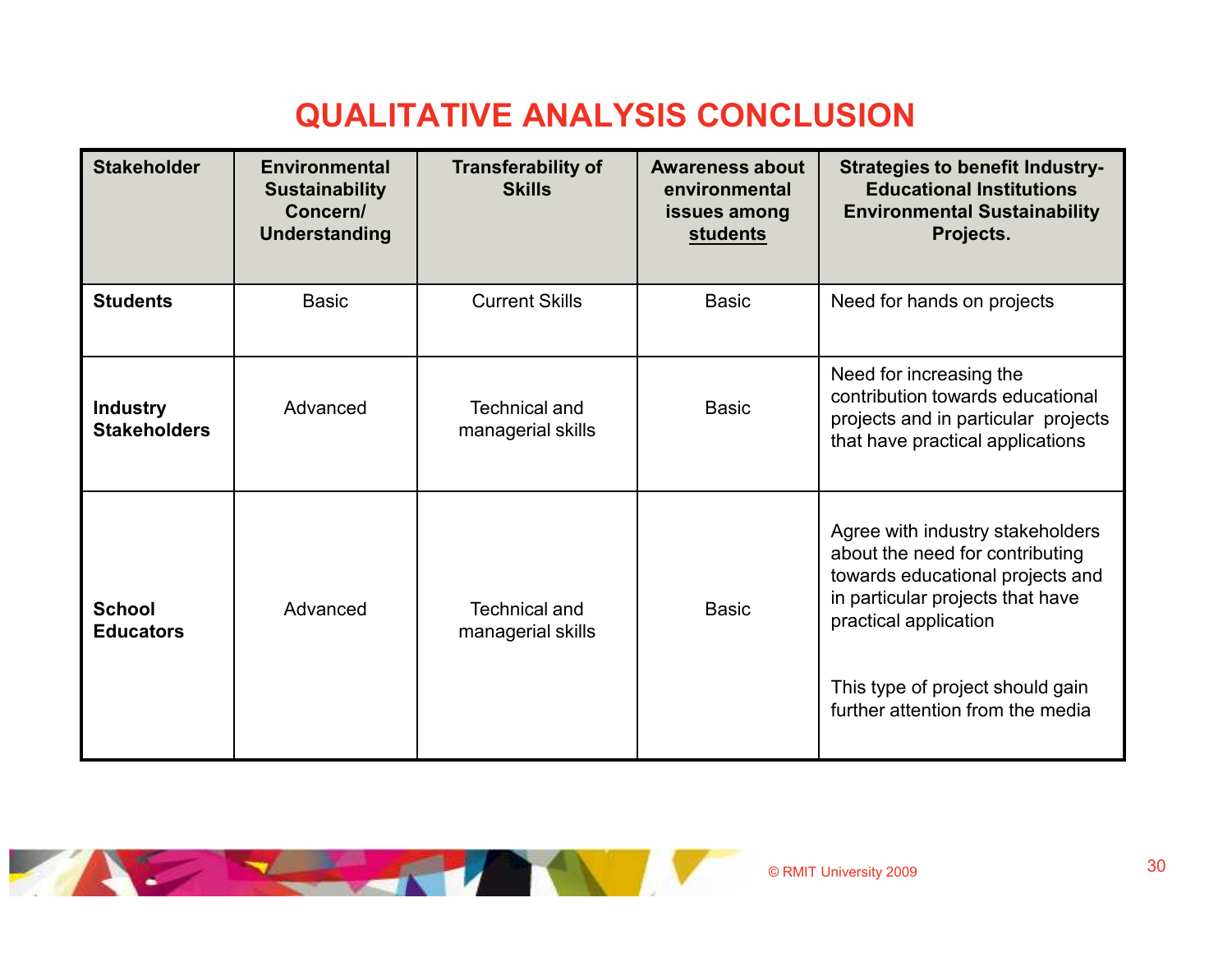# QUALITATIVE ANALYSIS CONCLUSION

| Stakeholder | Environmental Sustainability Concern/ Understanding | Transferability of Skills | Awareness about environmental issues among students | Strategies to benefit Industry-Educational Institutions Environmental Sustainability Projects. |
|---|---|---|---|---|
| **Students** | Basic | Current Skills | Basic | Need for hands on projects |
| **Industry Stakeholders** | Advanced | Technical and managerial skills | Basic | Need for increasing the contribution towards educational projects and in particular projects that have practical applications |
| **School Educators** | Advanced | Technical and managerial skills | Basic | Agree with industry stakeholders about the need for contributing towards educational projects and in particular projects that have practical application<br><br>This type of project should gain further attention from the media |

© RMIT University 2009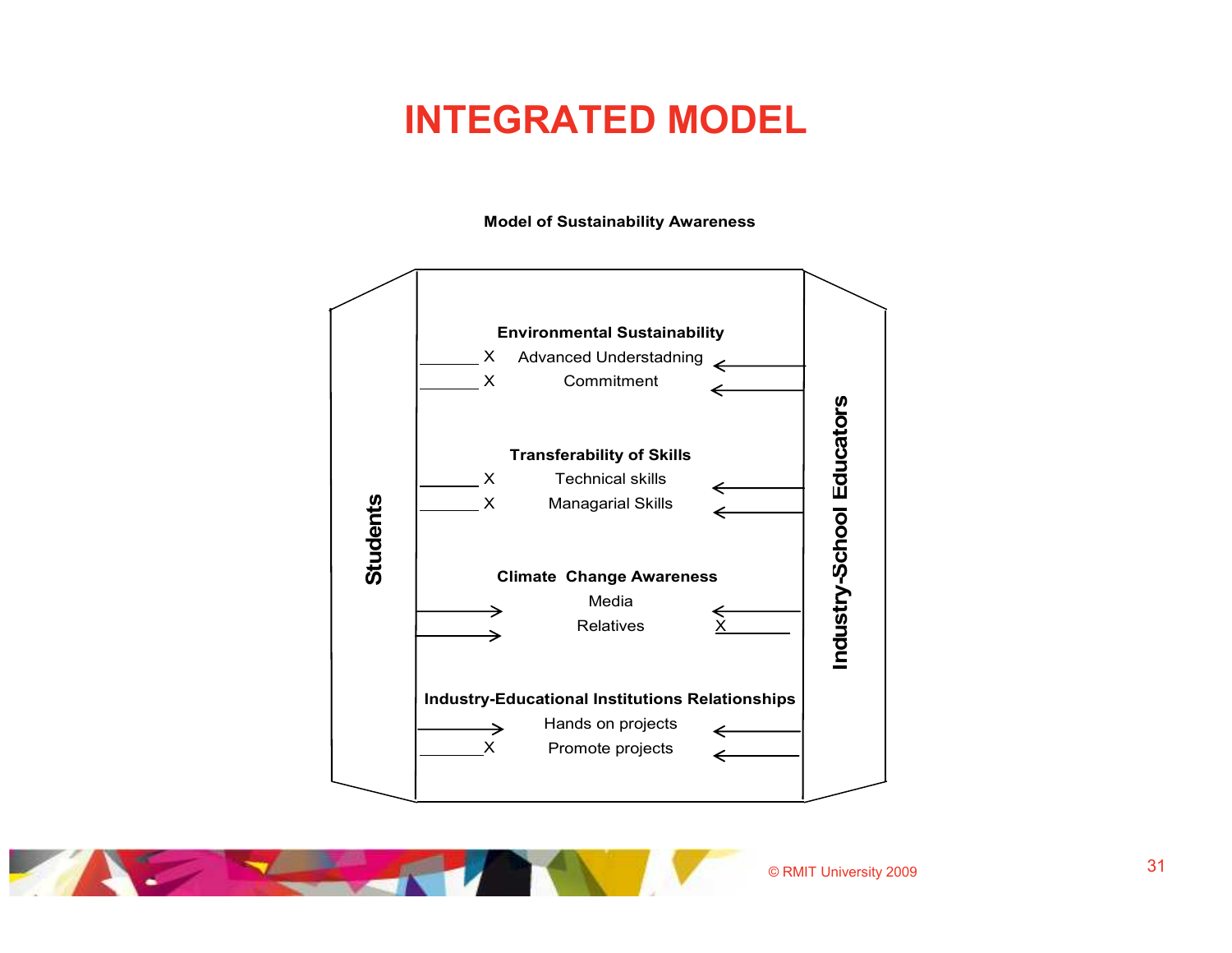# INTEGRATED MODEL

**Model of Sustainability Awareness**

**Students**

**Industry-School Educators**

**Environmental Sustainability**

X Advanced Understadning

X Commitment

**Transferability of Skills**

X Technical skills

X Managarial Skills

**Climate Change Awareness**

Media

Relatives X

**Industry-Educational Institutions Relationships**

Hands on projects

X Promote projects

© RMIT University 2009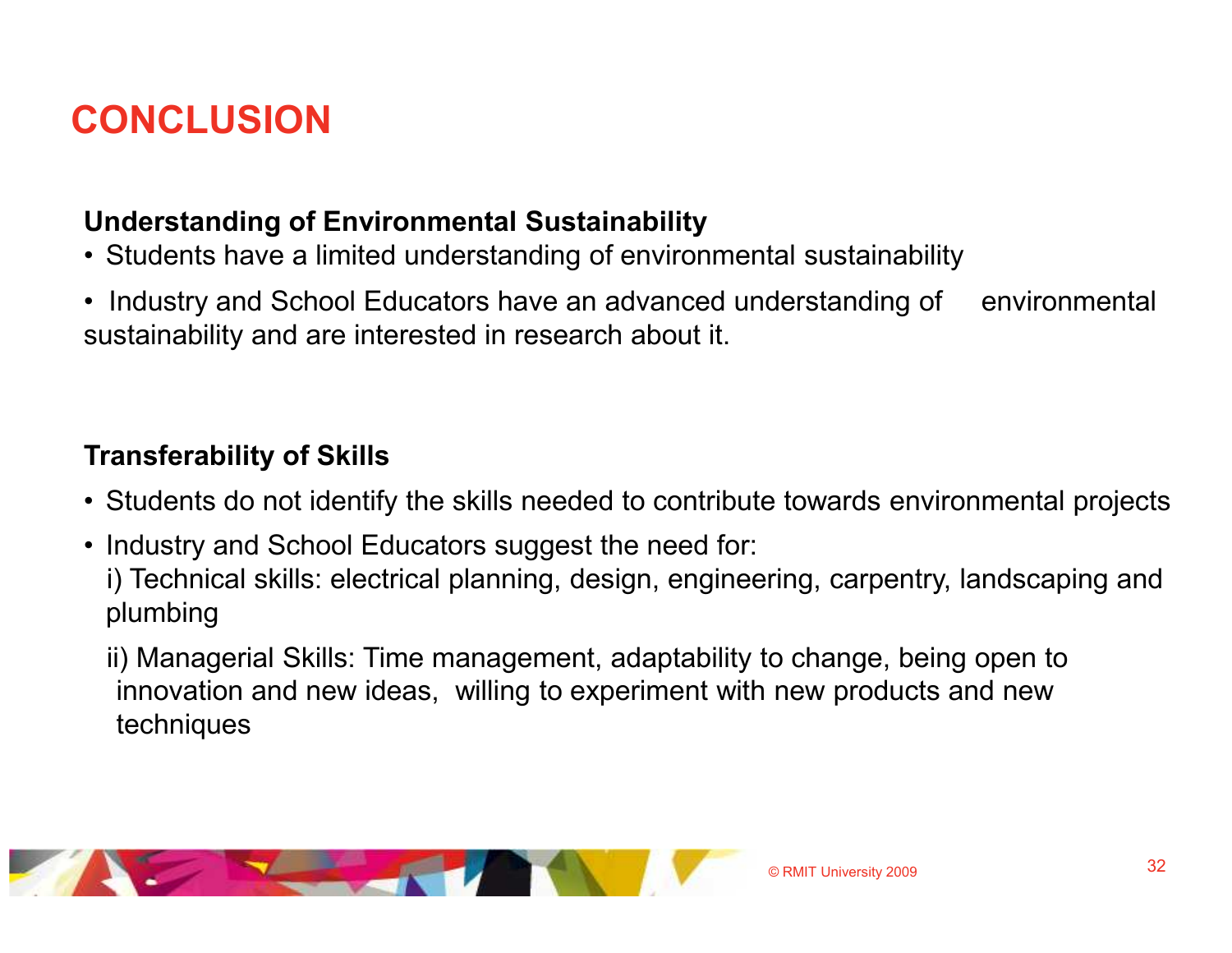# CONCLUSION

**Understanding of Environmental Sustainability**

- Students have a limited understanding of environmental sustainability
- Industry and School Educators have an advanced understanding of environmental sustainability and are interested in research about it.

**Transferability of Skills**

- Students do not identify the skills needed to contribute towards environmental projects
- Industry and School Educators suggest the need for:
  i) Technical skills: electrical planning, design, engineering, carpentry, landscaping and plumbing
  ii) Managerial Skills: Time management, adaptability to change, being open to innovation and new ideas, willing to experiment with new products and new techniques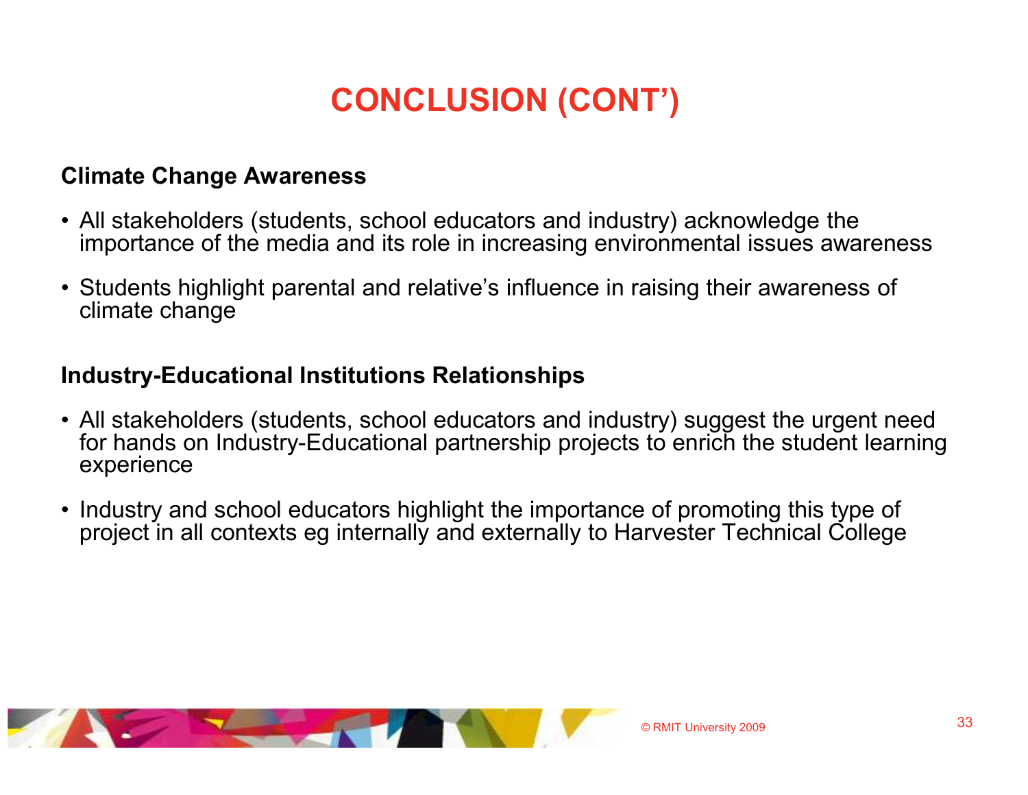# CONCLUSION (CONT')

**Climate Change Awareness**

- All stakeholders (students, school educators and industry) acknowledge the importance of the media and its role in increasing environmental issues awareness
- Students highlight parental and relative's influence in raising their awareness of climate change

**Industry-Educational Institutions Relationships**

- All stakeholders (students, school educators and industry) suggest the urgent need for hands on Industry-Educational partnership projects to enrich the student learning experience
- Industry and school educators highlight the importance of promoting this type of project in all contexts eg internally and externally to Harvester Technical College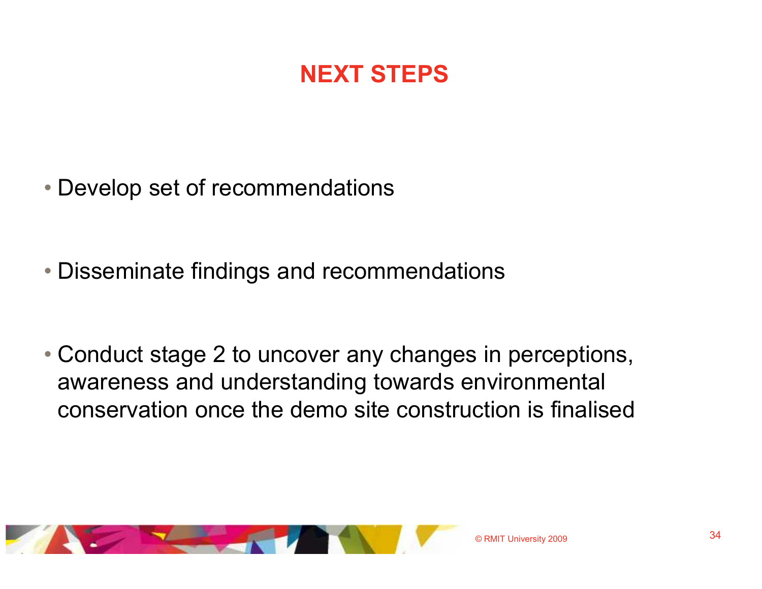# NEXT STEPS

- Develop set of recommendations
- Disseminate findings and recommendations
- Conduct stage 2 to uncover any changes in perceptions, awareness and understanding towards environmental conservation once the demo site construction is finalised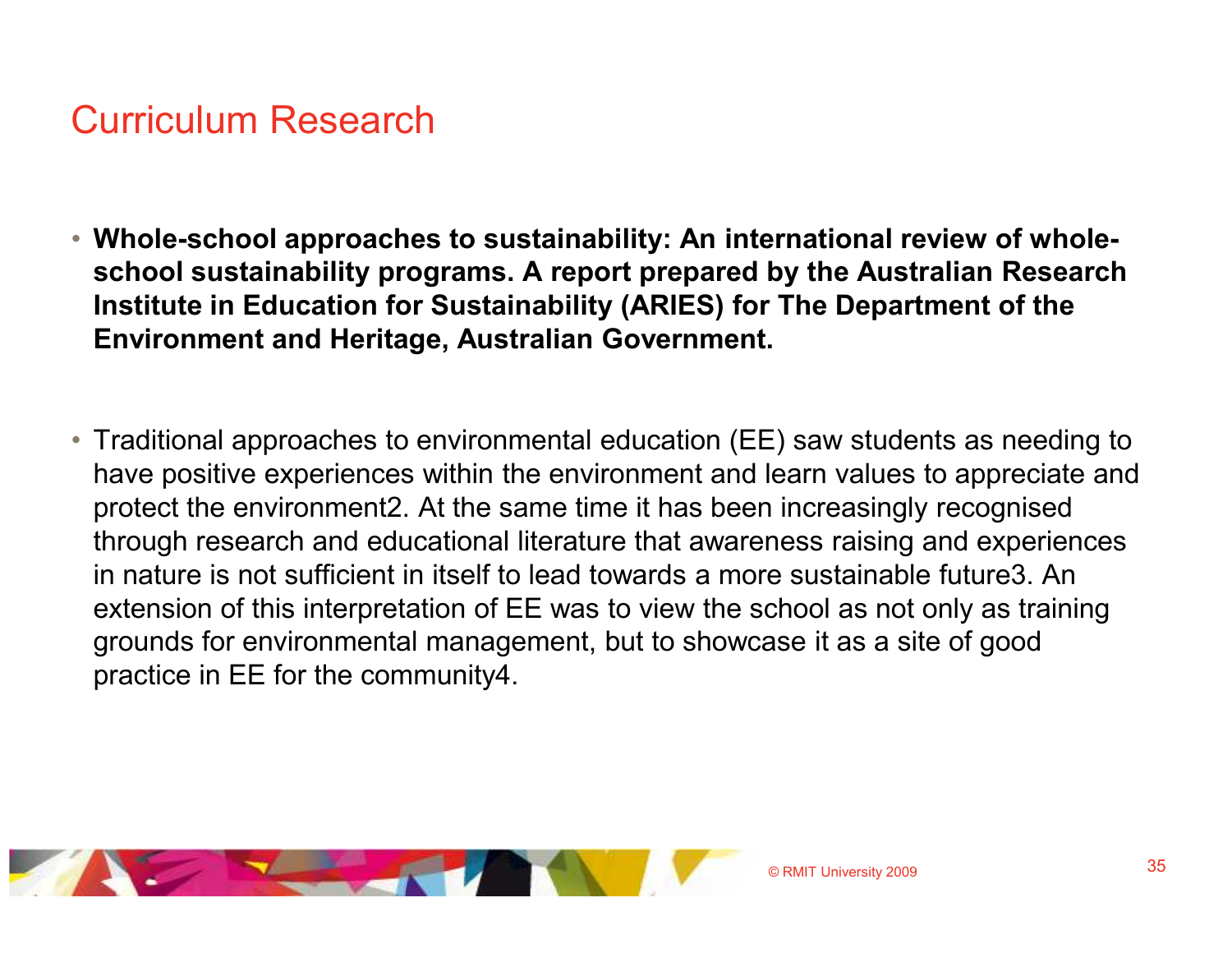# Curriculum Research

- **Whole-school approaches to sustainability: An international review of whole-school sustainability programs. A report prepared by the Australian Research Institute in Education for Sustainability (ARIES) for The Department of the Environment and Heritage, Australian Government.**

- Traditional approaches to environmental education (EE) saw students as needing to have positive experiences within the environment and learn values to appreciate and protect the environment[2]. At the same time it has been increasingly recognised through research and educational literature that awareness raising and experiences in nature is not sufficient in itself to lead towards a more sustainable future[3]. An extension of this interpretation of EE was to view the school as not only as training grounds for environmental management, but to showcase it as a site of good practice in EE for the community[4].

© RMIT University 2009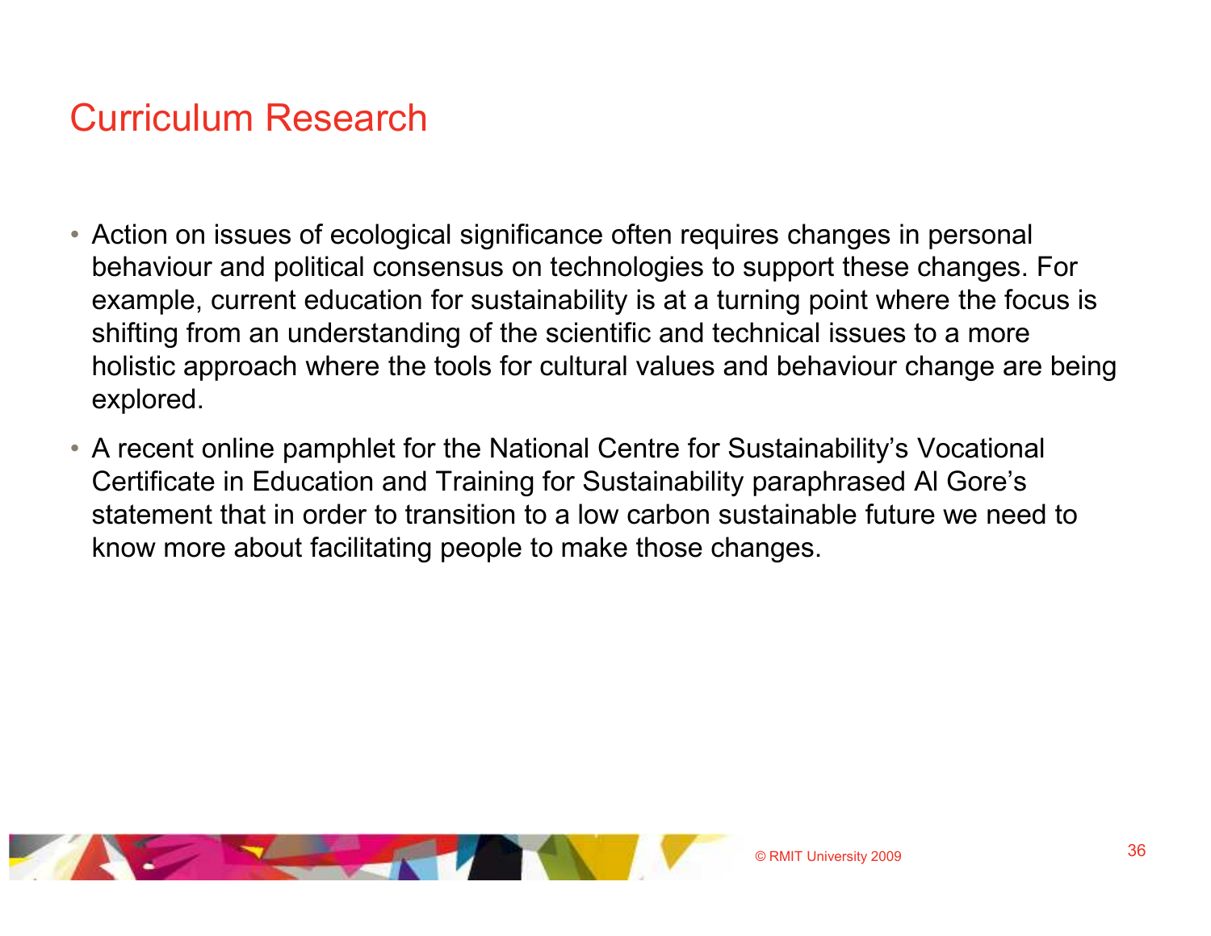# Curriculum Research

- Action on issues of ecological significance often requires changes in personal behaviour and political consensus on technologies to support these changes. For example, current education for sustainability is at a turning point where the focus is shifting from an understanding of the scientific and technical issues to a more holistic approach where the tools for cultural values and behaviour change are being explored.
- A recent online pamphlet for the National Centre for Sustainability's Vocational Certificate in Education and Training for Sustainability paraphrased Al Gore's statement that in order to transition to a low carbon sustainable future we need to know more about facilitating people to make those changes.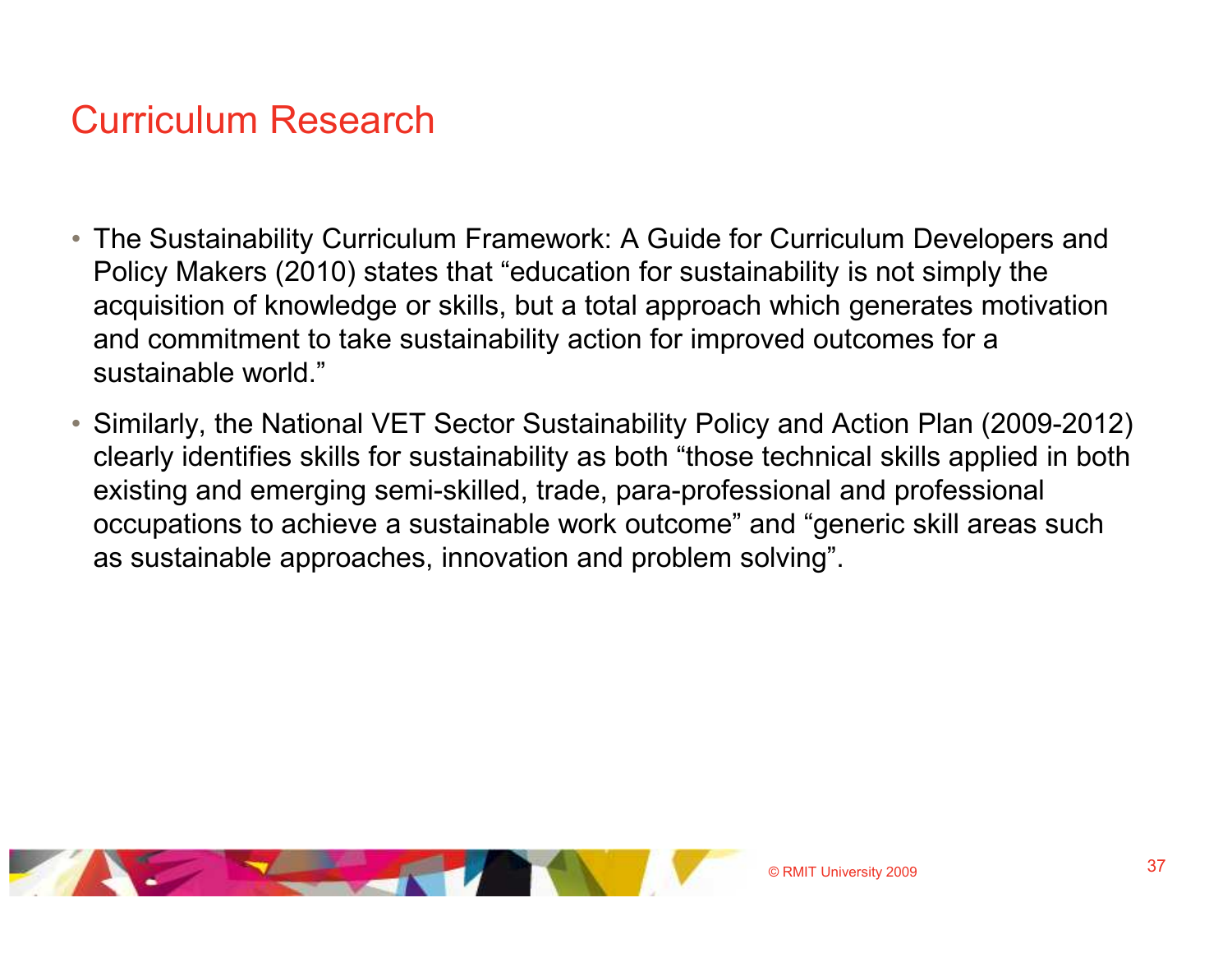# Curriculum Research

- The Sustainability Curriculum Framework: A Guide for Curriculum Developers and Policy Makers (2010) states that "education for sustainability is not simply the acquisition of knowledge or skills, but a total approach which generates motivation and commitment to take sustainability action for improved outcomes for a sustainable world."
- Similarly, the National VET Sector Sustainability Policy and Action Plan (2009-2012) clearly identifies skills for sustainability as both "those technical skills applied in both existing and emerging semi-skilled, trade, para-professional and professional occupations to achieve a sustainable work outcome" and "generic skill areas such as sustainable approaches, innovation and problem solving".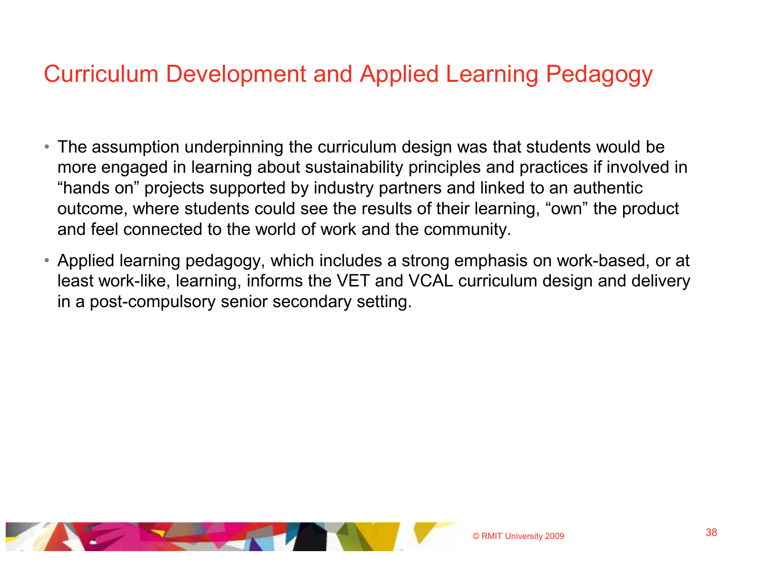# Curriculum Development and Applied Learning Pedagogy

- The assumption underpinning the curriculum design was that students would be more engaged in learning about sustainability principles and practices if involved in “hands on” projects supported by industry partners and linked to an authentic outcome, where students could see the results of their learning, “own” the product and feel connected to the world of work and the community.
- Applied learning pedagogy, which includes a strong emphasis on work-based, or at least work-like, learning, informs the VET and VCAL curriculum design and delivery in a post-compulsory senior secondary setting.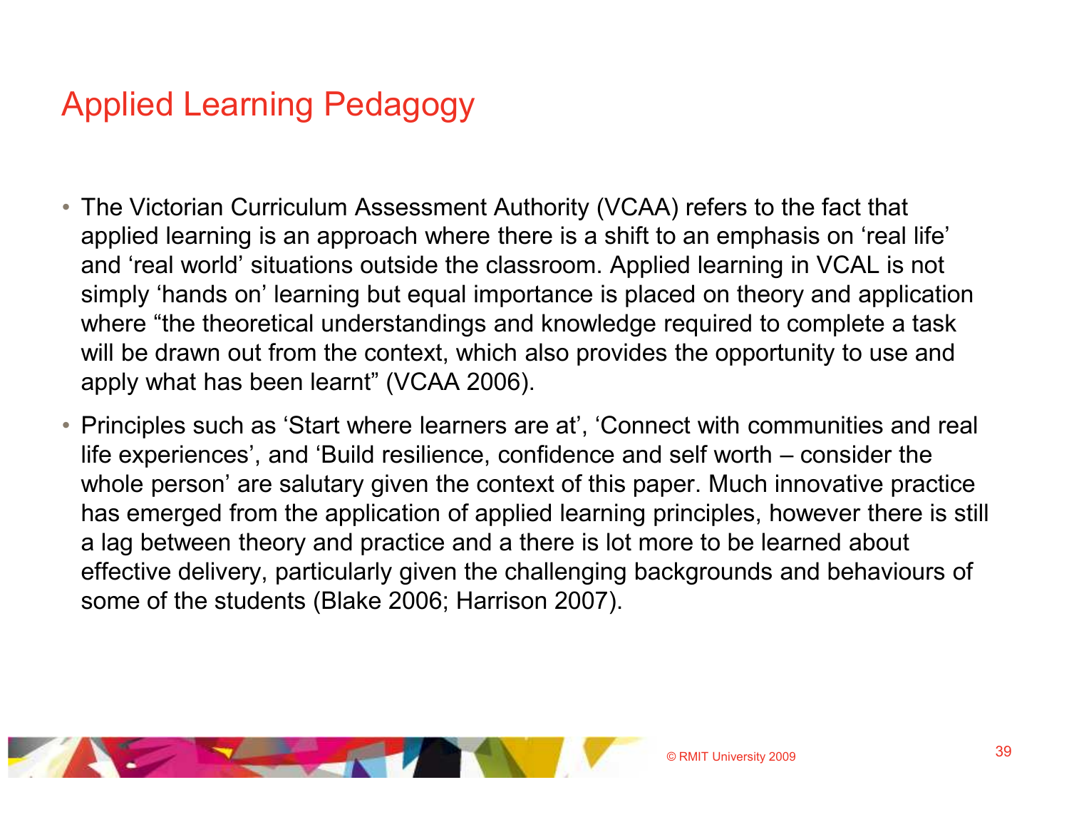## Applied Learning Pedagogy

- The Victorian Curriculum Assessment Authority (VCAA) refers to the fact that applied learning is an approach where there is a shift to an emphasis on 'real life' and 'real world' situations outside the classroom. Applied learning in VCAL is not simply 'hands on' learning but equal importance is placed on theory and application where "the theoretical understandings and knowledge required to complete a task will be drawn out from the context, which also provides the opportunity to use and apply what has been learnt" (VCAA 2006).
- Principles such as 'Start where learners are at', 'Connect with communities and real life experiences', and 'Build resilience, confidence and self worth – consider the whole person' are salutary given the context of this paper. Much innovative practice has emerged from the application of applied learning principles, however there is still a lag between theory and practice and a there is lot more to be learned about effective delivery, particularly given the challenging backgrounds and behaviours of some of the students (Blake 2006; Harrison 2007).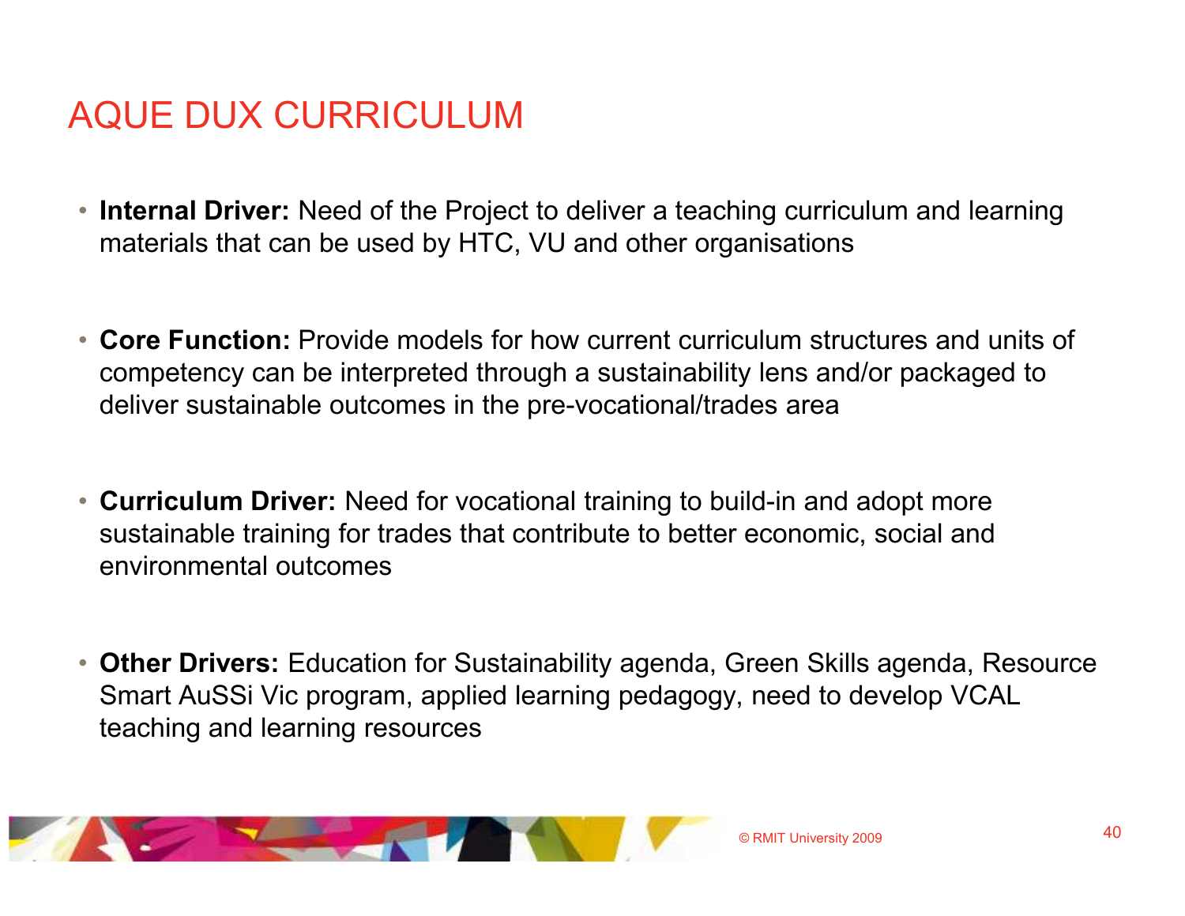# AQUE DUX CURRICULUM

- **Internal Driver:** Need of the Project to deliver a teaching curriculum and learning materials that can be used by HTC, VU and other organisations
- **Core Function:** Provide models for how current curriculum structures and units of competency can be interpreted through a sustainability lens and/or packaged to deliver sustainable outcomes in the pre-vocational/trades area
- **Curriculum Driver:** Need for vocational training to build-in and adopt more sustainable training for trades that contribute to better economic, social and environmental outcomes
- **Other Drivers:** Education for Sustainability agenda, Green Skills agenda, Resource Smart AuSSi Vic program, applied learning pedagogy, need to develop VCAL teaching and learning resources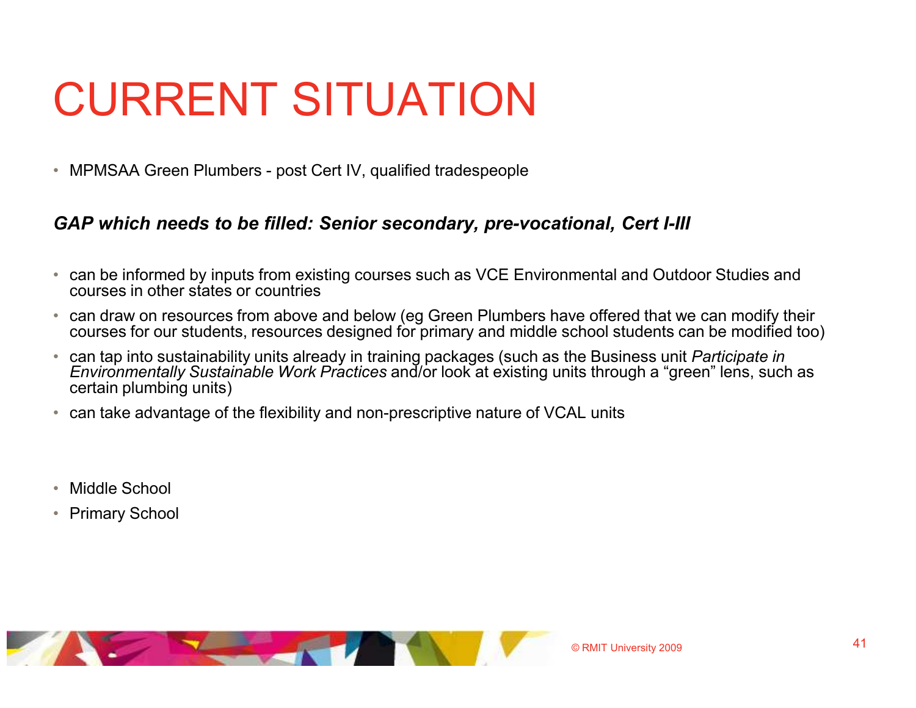# CURRENT SITUATION

- MPMSAA Green Plumbers - post Cert IV, qualified tradespeople

***GAP which needs to be filled: Senior secondary, pre-vocational, Cert I-III***

- can be informed by inputs from existing courses such as VCE Environmental and Outdoor Studies and courses in other states or countries
- can draw on resources from above and below (eg Green Plumbers have offered that we can modify their courses for our students, resources designed for primary and middle school students can be modified too)
- can tap into sustainability units already in training packages (such as the Business unit *Participate in Environmentally Sustainable Work Practices* and/or look at existing units through a "green" lens, such as certain plumbing units)
- can take advantage of the flexibility and non-prescriptive nature of VCAL units

- Middle School
- Primary School

© RMIT University 2009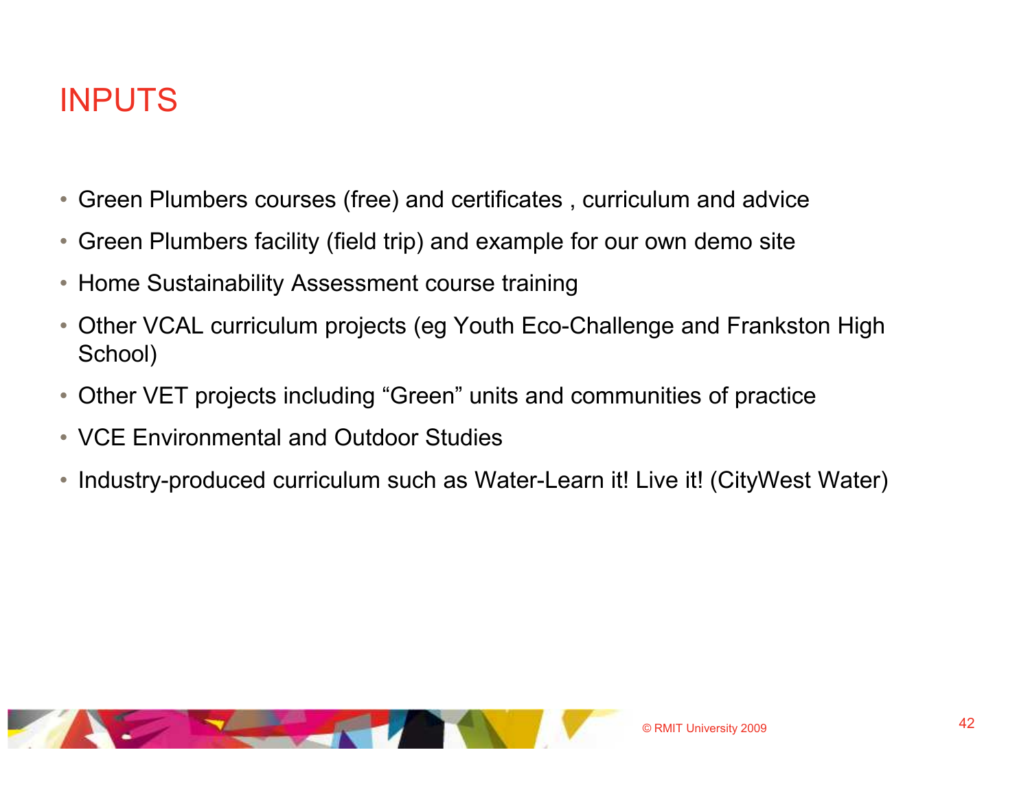# INPUTS

- Green Plumbers courses (free) and certificates , curriculum and advice
- Green Plumbers facility (field trip) and example for our own demo site
- Home Sustainability Assessment course training
- Other VCAL curriculum projects (eg Youth Eco-Challenge and Frankston High School)
- Other VET projects including “Green” units and communities of practice
- VCE Environmental and Outdoor Studies
- Industry-produced curriculum such as Water-Learn it! Live it! (CityWest Water)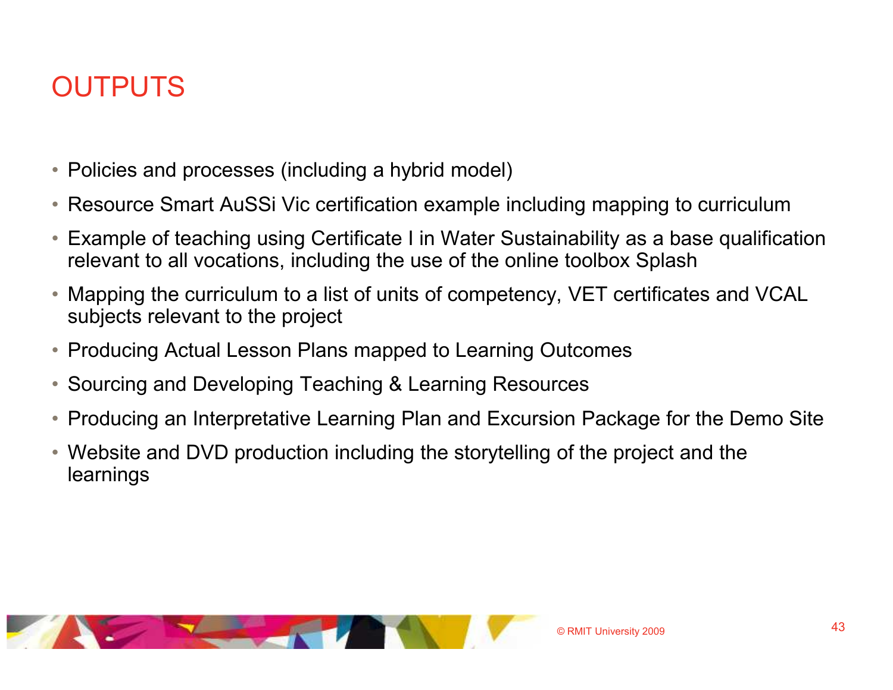# OUTPUTS

- Policies and processes (including a hybrid model)
- Resource Smart AuSSi Vic certification example including mapping to curriculum
- Example of teaching using Certificate I in Water Sustainability as a base qualification relevant to all vocations, including the use of the online toolbox Splash
- Mapping the curriculum to a list of units of competency, VET certificates and VCAL subjects relevant to the project
- Producing Actual Lesson Plans mapped to Learning Outcomes
- Sourcing and Developing Teaching & Learning Resources
- Producing an Interpretative Learning Plan and Excursion Package for the Demo Site
- Website and DVD production including the storytelling of the project and the learnings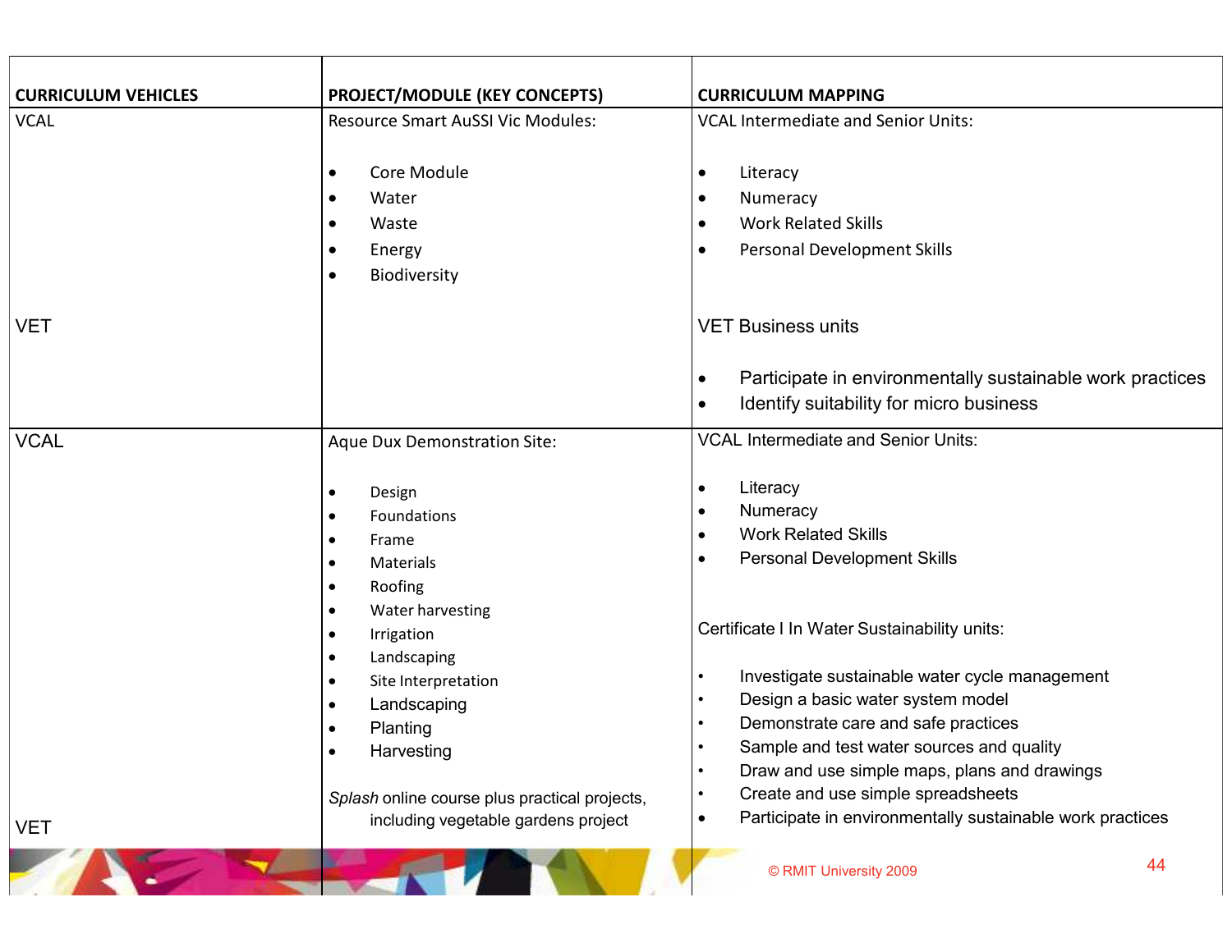| CURRICULUM VEHICLES | PROJECT/MODULE (KEY CONCEPTS) | CURRICULUM MAPPING |
|---|---|---|
| VCAL | Resource Smart AuSSI Vic Modules:<br><br>• Core Module<br>• Water<br>• Waste<br>• Energy<br>• Biodiversity | VCAL Intermediate and Senior Units:<br><br>• Literacy<br>• Numeracy<br>• Work Related Skills<br>• Personal Development Skills |
| VET | | VET Business units<br><br>• Participate in environmentally sustainable work practices<br>• Identify suitability for micro business |
| VCAL | Aque Dux Demonstration Site:<br><br>• Design<br>• Foundations<br>• Frame<br>• Materials<br>• Roofing<br>• Water harvesting<br>• Irrigation<br>• Landscaping<br>• Site Interpretation<br>• Landscaping<br>• Planting<br>• Harvesting | VCAL Intermediate and Senior Units:<br><br>• Literacy<br>• Numeracy<br>• Work Related Skills<br>• Personal Development Skills |
| VET | *Splash* online course plus practical projects, including vegetable gardens project | Certificate I In Water Sustainability units:<br><br>• Investigate sustainable water cycle management<br>• Design a basic water system model<br>• Demonstrate care and safe practices<br>• Sample and test water sources and quality<br>• Draw and use simple maps, plans and drawings<br>• Create and use simple spreadsheets<br>• Participate in environmentally sustainable work practices |

© RMIT University 2009